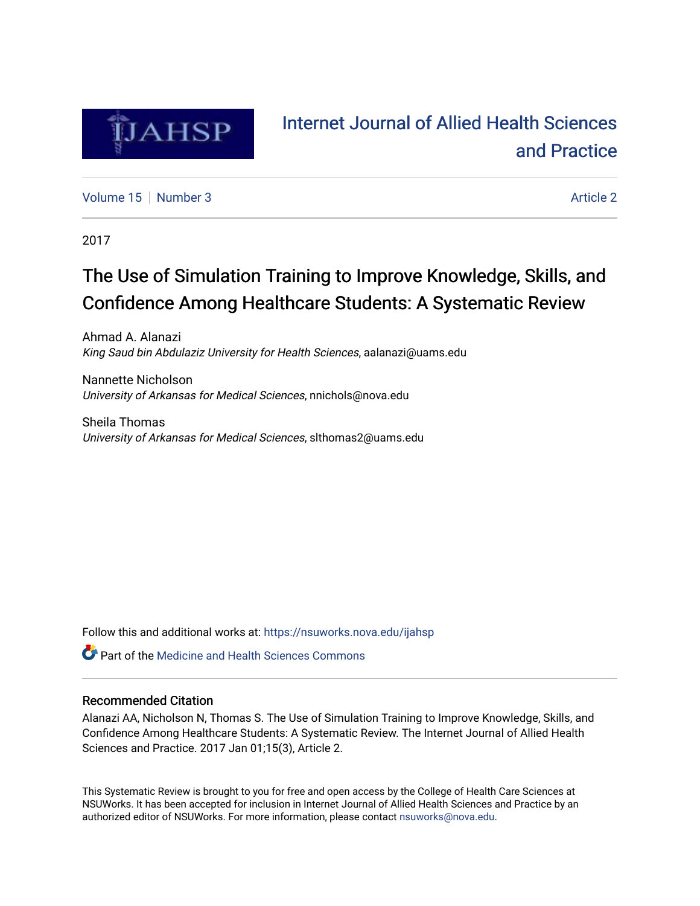# Internet Journal of Allied Health Sciences and Practice

Volume 15 | Number 3 | Article 2

2017

# The Use of Simulation Training to Improve Knowledge, Skills, and Confidence Among Healthcare Students: A Systematic Review

Ahmad A. Alanazi
*King Saud bin Abdulaziz University for Health Sciences*, aalanazi@uams.edu

Nannette Nicholson
*University of Arkansas for Medical Sciences*, nnichols@nova.edu

Sheila Thomas
*University of Arkansas for Medical Sciences*, slthomas2@uams.edu

Follow this and additional works at: https://nsuworks.nova.edu/ijahsp

Part of the Medicine and Health Sciences Commons

## Recommended Citation

Alanazi AA, Nicholson N, Thomas S. The Use of Simulation Training to Improve Knowledge, Skills, and Confidence Among Healthcare Students: A Systematic Review. The Internet Journal of Allied Health Sciences and Practice. 2017 Jan 01;15(3), Article 2.

This Systematic Review is brought to you for free and open access by the College of Health Care Sciences at NSUWorks. It has been accepted for inclusion in Internet Journal of Allied Health Sciences and Practice by an authorized editor of NSUWorks. For more information, please contact nsuworks@nova.edu.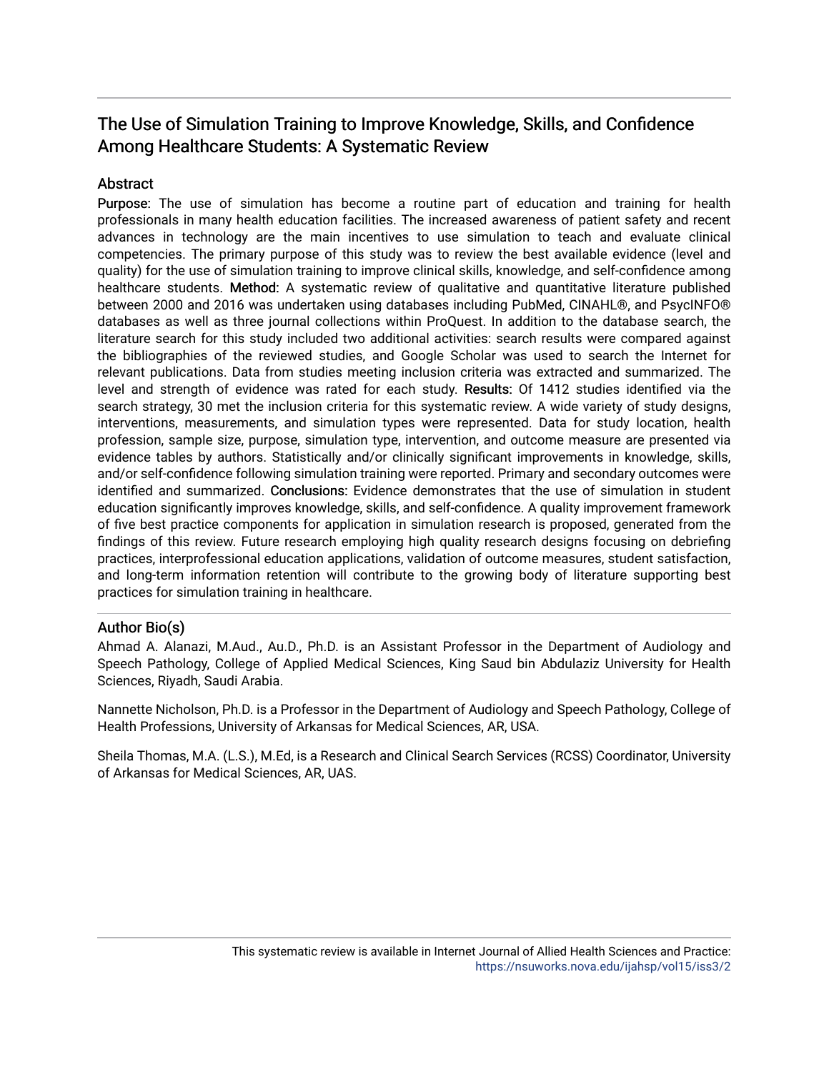## The Use of Simulation Training to Improve Knowledge, Skills, and Confidence Among Healthcare Students: A Systematic Review

### Abstract

**Purpose:** The use of simulation has become a routine part of education and training for health professionals in many health education facilities. The increased awareness of patient safety and recent advances in technology are the main incentives to use simulation to teach and evaluate clinical competencies. The primary purpose of this study was to review the best available evidence (level and quality) for the use of simulation training to improve clinical skills, knowledge, and self-confidence among healthcare students. **Method:** A systematic review of qualitative and quantitative literature published between 2000 and 2016 was undertaken using databases including PubMed, CINAHL®, and PsycINFO® databases as well as three journal collections within ProQuest. In addition to the database search, the literature search for this study included two additional activities: search results were compared against the bibliographies of the reviewed studies, and Google Scholar was used to search the Internet for relevant publications. Data from studies meeting inclusion criteria was extracted and summarized. The level and strength of evidence was rated for each study. **Results:** Of 1412 studies identified via the search strategy, 30 met the inclusion criteria for this systematic review. A wide variety of study designs, interventions, measurements, and simulation types were represented. Data for study location, health profession, sample size, purpose, simulation type, intervention, and outcome measure are presented via evidence tables by authors. Statistically and/or clinically significant improvements in knowledge, skills, and/or self-confidence following simulation training were reported. Primary and secondary outcomes were identified and summarized. **Conclusions:** Evidence demonstrates that the use of simulation in student education significantly improves knowledge, skills, and self-confidence. A quality improvement framework of five best practice components for application in simulation research is proposed, generated from the findings of this review. Future research employing high quality research designs focusing on debriefing practices, interprofessional education applications, validation of outcome measures, student satisfaction, and long-term information retention will contribute to the growing body of literature supporting best practices for simulation training in healthcare.

### Author Bio(s)

Ahmad A. Alanazi, M.Aud., Au.D., Ph.D. is an Assistant Professor in the Department of Audiology and Speech Pathology, College of Applied Medical Sciences, King Saud bin Abdulaziz University for Health Sciences, Riyadh, Saudi Arabia.

Nannette Nicholson, Ph.D. is a Professor in the Department of Audiology and Speech Pathology, College of Health Professions, University of Arkansas for Medical Sciences, AR, USA.

Sheila Thomas, M.A. (L.S.), M.Ed, is a Research and Clinical Search Services (RCSS) Coordinator, University of Arkansas for Medical Sciences, AR, UAS.

This systematic review is available in Internet Journal of Allied Health Sciences and Practice: https://nsuworks.nova.edu/ijahsp/vol15/iss3/2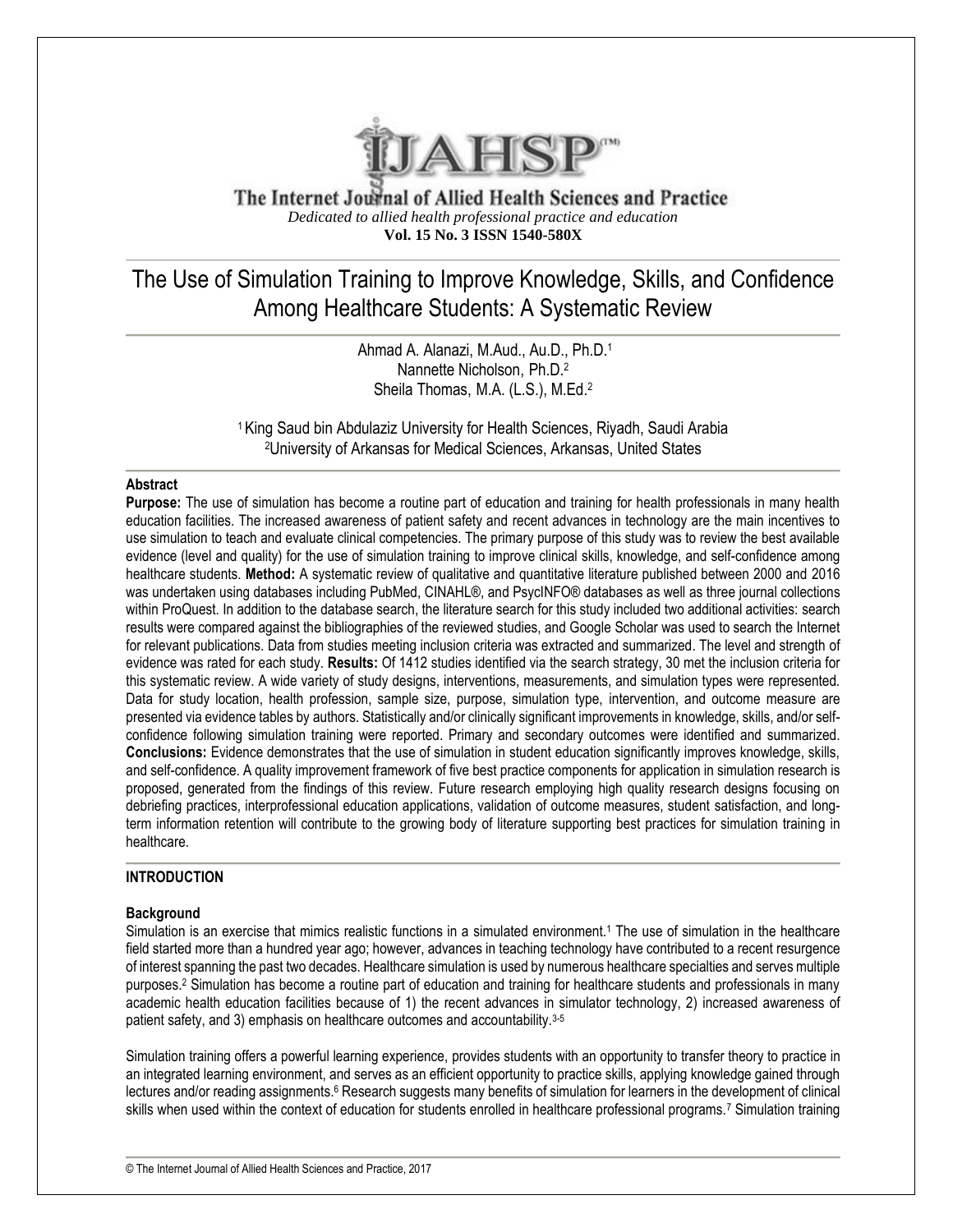The Internet Journal of Allied Health Sciences and Practice

*Dedicated to allied health professional practice and education*

**Vol. 15 No. 3 ISSN 1540-580X**

# The Use of Simulation Training to Improve Knowledge, Skills, and Confidence Among Healthcare Students: A Systematic Review

Ahmad A. Alanazi, M.Aud., Au.D., Ph.D.[1]
Nannette Nicholson, Ph.D.[2]
Sheila Thomas, M.A. (L.S.), M.Ed.[2]

[1] King Saud bin Abdulaziz University for Health Sciences, Riyadh, Saudi Arabia
[2] University of Arkansas for Medical Sciences, Arkansas, United States

## Abstract

**Purpose:** The use of simulation has become a routine part of education and training for health professionals in many health education facilities. The increased awareness of patient safety and recent advances in technology are the main incentives to use simulation to teach and evaluate clinical competencies. The primary purpose of this study was to review the best available evidence (level and quality) for the use of simulation training to improve clinical skills, knowledge, and self-confidence among healthcare students. **Method:** A systematic review of qualitative and quantitative literature published between 2000 and 2016 was undertaken using databases including PubMed, CINAHL®, and PsycINFO® databases as well as three journal collections within ProQuest. In addition to the database search, the literature search for this study included two additional activities: search results were compared against the bibliographies of the reviewed studies, and Google Scholar was used to search the Internet for relevant publications. Data from studies meeting inclusion criteria was extracted and summarized. The level and strength of evidence was rated for each study. **Results:** Of 1412 studies identified via the search strategy, 30 met the inclusion criteria for this systematic review. A wide variety of study designs, interventions, measurements, and simulation types were represented. Data for study location, health profession, sample size, purpose, simulation type, intervention, and outcome measure are presented via evidence tables by authors. Statistically and/or clinically significant improvements in knowledge, skills, and/or self-confidence following simulation training were reported. Primary and secondary outcomes were identified and summarized. **Conclusions:** Evidence demonstrates that the use of simulation in student education significantly improves knowledge, skills, and self-confidence. A quality improvement framework of five best practice components for application in simulation research is proposed, generated from the findings of this review. Future research employing high quality research designs focusing on debriefing practices, interprofessional education applications, validation of outcome measures, student satisfaction, and long-term information retention will contribute to the growing body of literature supporting best practices for simulation training in healthcare.

## INTRODUCTION

### Background

Simulation is an exercise that mimics realistic functions in a simulated environment.[1] The use of simulation in the healthcare field started more than a hundred year ago; however, advances in teaching technology have contributed to a recent resurgence of interest spanning the past two decades. Healthcare simulation is used by numerous healthcare specialties and serves multiple purposes.[2] Simulation has become a routine part of education and training for healthcare students and professionals in many academic health education facilities because of 1) the recent advances in simulator technology, 2) increased awareness of patient safety, and 3) emphasis on healthcare outcomes and accountability.[3-5]

Simulation training offers a powerful learning experience, provides students with an opportunity to transfer theory to practice in an integrated learning environment, and serves as an efficient opportunity to practice skills, applying knowledge gained through lectures and/or reading assignments.[6] Research suggests many benefits of simulation for learners in the development of clinical skills when used within the context of education for students enrolled in healthcare professional programs.[7] Simulation training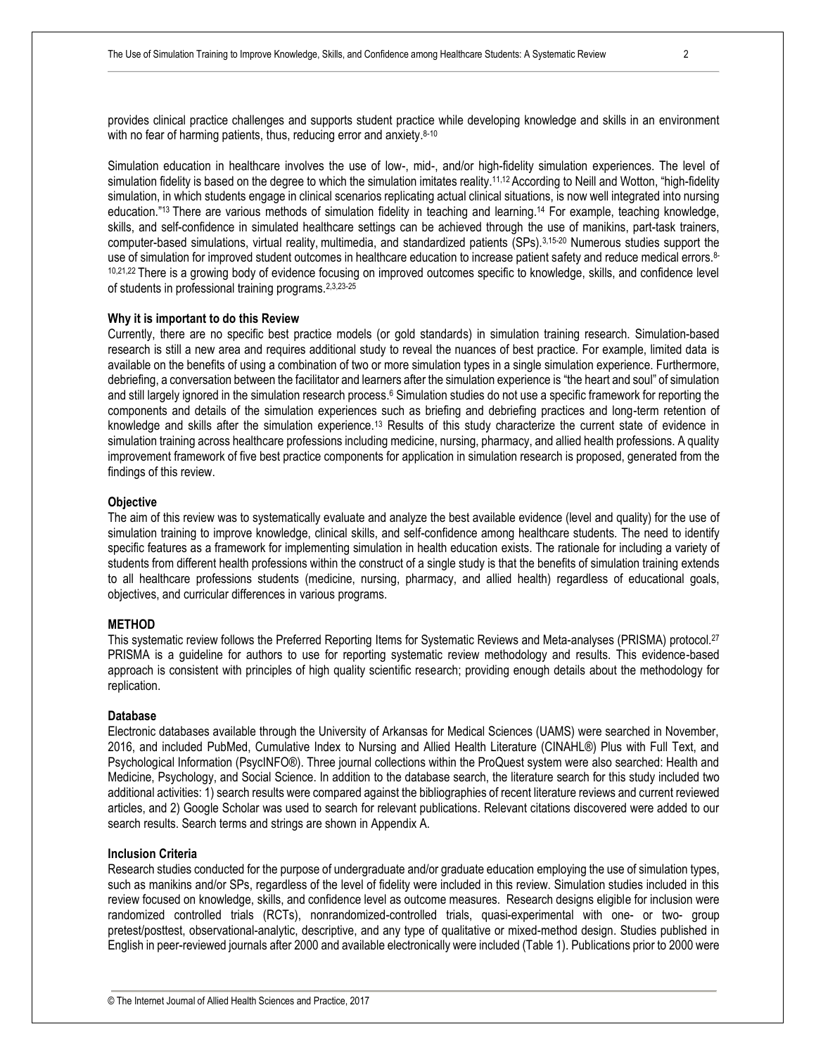provides clinical practice challenges and supports student practice while developing knowledge and skills in an environment with no fear of harming patients, thus, reducing error and anxiety.[8-10]

Simulation education in healthcare involves the use of low-, mid-, and/or high-fidelity simulation experiences. The level of simulation fidelity is based on the degree to which the simulation imitates reality.[11,12] According to Neill and Wotton, "high-fidelity simulation, in which students engage in clinical scenarios replicating actual clinical situations, is now well integrated into nursing education."[13] There are various methods of simulation fidelity in teaching and learning.[14] For example, teaching knowledge, skills, and self-confidence in simulated healthcare settings can be achieved through the use of manikins, part-task trainers, computer-based simulations, virtual reality, multimedia, and standardized patients (SPs).[3,15-20] Numerous studies support the use of simulation for improved student outcomes in healthcare education to increase patient safety and reduce medical errors.[8-10,21,22] There is a growing body of evidence focusing on improved outcomes specific to knowledge, skills, and confidence level of students in professional training programs.[2,3,23-25]

**Why it is important to do this Review**

Currently, there are no specific best practice models (or gold standards) in simulation training research. Simulation-based research is still a new area and requires additional study to reveal the nuances of best practice. For example, limited data is available on the benefits of using a combination of two or more simulation types in a single simulation experience. Furthermore, debriefing, a conversation between the facilitator and learners after the simulation experience is "the heart and soul" of simulation and still largely ignored in the simulation research process.[6] Simulation studies do not use a specific framework for reporting the components and details of the simulation experiences such as briefing and debriefing practices and long-term retention of knowledge and skills after the simulation experience.[13] Results of this study characterize the current state of evidence in simulation training across healthcare professions including medicine, nursing, pharmacy, and allied health professions. A quality improvement framework of five best practice components for application in simulation research is proposed, generated from the findings of this review.

**Objective**

The aim of this review was to systematically evaluate and analyze the best available evidence (level and quality) for the use of simulation training to improve knowledge, clinical skills, and self-confidence among healthcare students. The need to identify specific features as a framework for implementing simulation in health education exists. The rationale for including a variety of students from different health professions within the construct of a single study is that the benefits of simulation training extends to all healthcare professions students (medicine, nursing, pharmacy, and allied health) regardless of educational goals, objectives, and curricular differences in various programs.

## METHOD

This systematic review follows the Preferred Reporting Items for Systematic Reviews and Meta-analyses (PRISMA) protocol.[27] PRISMA is a guideline for authors to use for reporting systematic review methodology and results. This evidence-based approach is consistent with principles of high quality scientific research; providing enough details about the methodology for replication.

**Database**

Electronic databases available through the University of Arkansas for Medical Sciences (UAMS) were searched in November, 2016, and included PubMed, Cumulative Index to Nursing and Allied Health Literature (CINAHL®) Plus with Full Text, and Psychological Information (PsycINFO®). Three journal collections within the ProQuest system were also searched: Health and Medicine, Psychology, and Social Science. In addition to the database search, the literature search for this study included two additional activities: 1) search results were compared against the bibliographies of recent literature reviews and current reviewed articles, and 2) Google Scholar was used to search for relevant publications. Relevant citations discovered were added to our search results. Search terms and strings are shown in Appendix A.

**Inclusion Criteria**

Research studies conducted for the purpose of undergraduate and/or graduate education employing the use of simulation types, such as manikins and/or SPs, regardless of the level of fidelity were included in this review. Simulation studies included in this review focused on knowledge, skills, and confidence level as outcome measures. Research designs eligible for inclusion were randomized controlled trials (RCTs), nonrandomized-controlled trials, quasi-experimental with one- or two- group pretest/posttest, observational-analytic, descriptive, and any type of qualitative or mixed-method design. Studies published in English in peer-reviewed journals after 2000 and available electronically were included (Table 1). Publications prior to 2000 were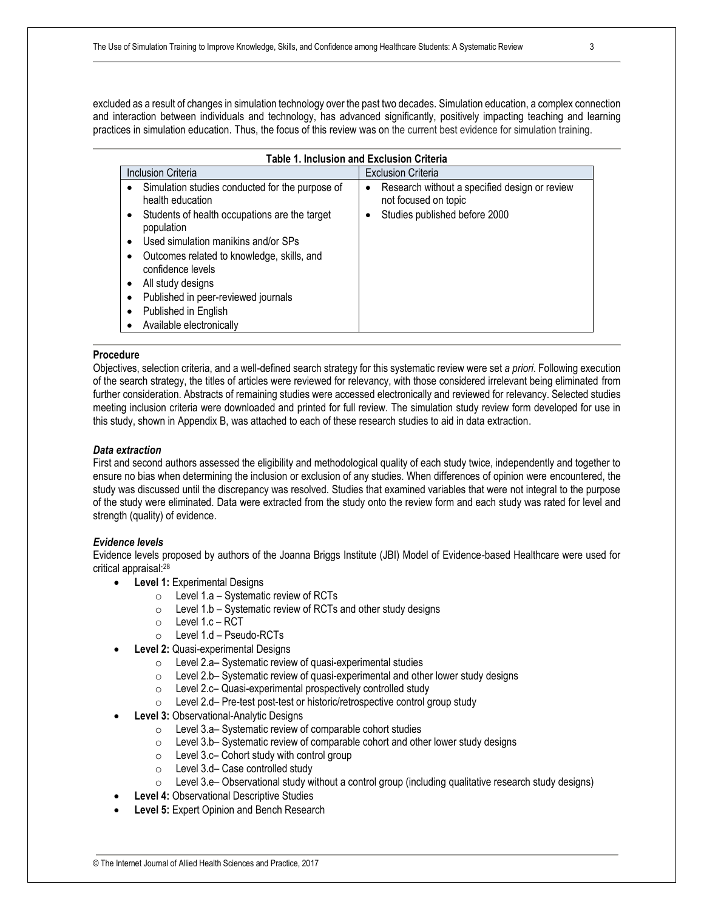excluded as a result of changes in simulation technology over the past two decades. Simulation education, a complex connection and interaction between individuals and technology, has advanced significantly, positively impacting teaching and learning practices in simulation education. Thus, the focus of this review was on the current best evidence for simulation training.

**Table 1. Inclusion and Exclusion Criteria**

| Inclusion Criteria | Exclusion Criteria |
|---|---|
| • Simulation studies conducted for the purpose of health education<br>• Students of health occupations are the target population<br>• Used simulation manikins and/or SPs<br>• Outcomes related to knowledge, skills, and confidence levels<br>• All study designs<br>• Published in peer-reviewed journals<br>• Published in English<br>• Available electronically | • Research without a specified design or review not focused on topic<br>• Studies published before 2000 |

**Procedure**

Objectives, selection criteria, and a well-defined search strategy for this systematic review were set *a priori*. Following execution of the search strategy, the titles of articles were reviewed for relevancy, with those considered irrelevant being eliminated from further consideration. Abstracts of remaining studies were accessed electronically and reviewed for relevancy. Selected studies meeting inclusion criteria were downloaded and printed for full review. The simulation study review form developed for use in this study, shown in Appendix B, was attached to each of these research studies to aid in data extraction.

***Data extraction***

First and second authors assessed the eligibility and methodological quality of each study twice, independently and together to ensure no bias when determining the inclusion or exclusion of any studies. When differences of opinion were encountered, the study was discussed until the discrepancy was resolved. Studies that examined variables that were not integral to the purpose of the study were eliminated. Data were extracted from the study onto the review form and each study was rated for level and strength (quality) of evidence.

***Evidence levels***

Evidence levels proposed by authors of the Joanna Briggs Institute (JBI) Model of Evidence-based Healthcare were used for critical appraisal:[28]

- **Level 1:** Experimental Designs
  - Level 1.a – Systematic review of RCTs
  - Level 1.b – Systematic review of RCTs and other study designs
  - Level 1.c – RCT
  - Level 1.d – Pseudo-RCTs
- **Level 2:** Quasi-experimental Designs
  - Level 2.a– Systematic review of quasi-experimental studies
  - Level 2.b– Systematic review of quasi-experimental and other lower study designs
  - Level 2.c– Quasi-experimental prospectively controlled study
  - Level 2.d– Pre-test post-test or historic/retrospective control group study
- **Level 3:** Observational-Analytic Designs
  - Level 3.a– Systematic review of comparable cohort studies
  - Level 3.b– Systematic review of comparable cohort and other lower study designs
  - Level 3.c– Cohort study with control group
  - Level 3.d– Case controlled study
  - Level 3.e– Observational study without a control group (including qualitative research study designs)
- **Level 4:** Observational Descriptive Studies
- **Level 5:** Expert Opinion and Bench Research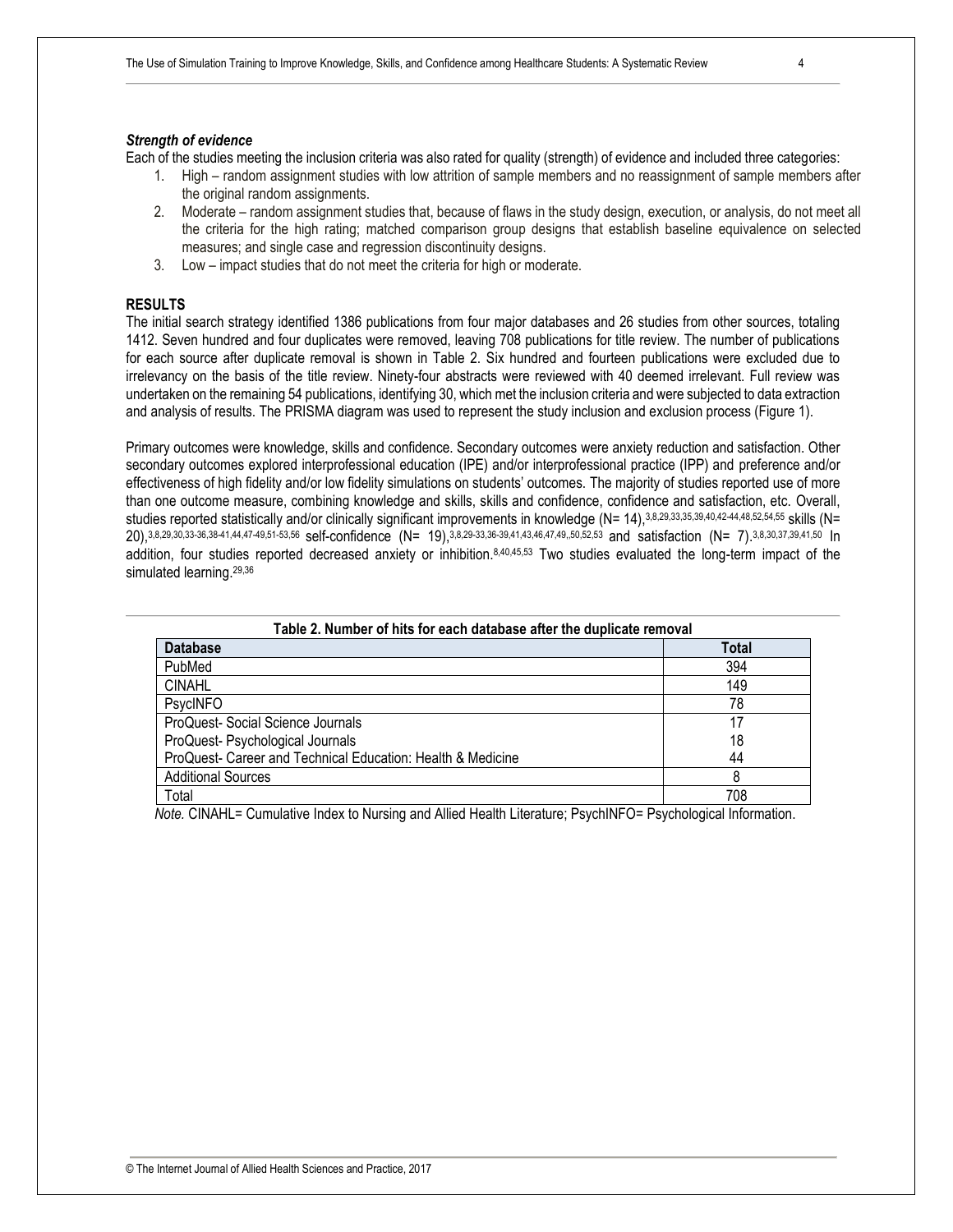### *Strength of evidence*

Each of the studies meeting the inclusion criteria was also rated for quality (strength) of evidence and included three categories:

1. High – random assignment studies with low attrition of sample members and no reassignment of sample members after the original random assignments.
2. Moderate – random assignment studies that, because of flaws in the study design, execution, or analysis, do not meet all the criteria for the high rating; matched comparison group designs that establish baseline equivalence on selected measures; and single case and regression discontinuity designs.
3. Low – impact studies that do not meet the criteria for high or moderate.

## RESULTS

The initial search strategy identified 1386 publications from four major databases and 26 studies from other sources, totaling 1412. Seven hundred and four duplicates were removed, leaving 708 publications for title review. The number of publications for each source after duplicate removal is shown in Table 2. Six hundred and fourteen publications were excluded due to irrelevancy on the basis of the title review. Ninety-four abstracts were reviewed with 40 deemed irrelevant. Full review was undertaken on the remaining 54 publications, identifying 30, which met the inclusion criteria and were subjected to data extraction and analysis of results. The PRISMA diagram was used to represent the study inclusion and exclusion process (Figure 1).

Primary outcomes were knowledge, skills and confidence. Secondary outcomes were anxiety reduction and satisfaction. Other secondary outcomes explored interprofessional education (IPE) and/or interprofessional practice (IPP) and preference and/or effectiveness of high fidelity and/or low fidelity simulations on students' outcomes. The majority of studies reported use of more than one outcome measure, combining knowledge and skills, skills and confidence, confidence and satisfaction, etc. Overall, studies reported statistically and/or clinically significant improvements in knowledge (N= 14),[3,8,29,33,35,39,40,42-44,48,52,54,55] skills (N= 20),[3,8,29,30,33-36,38-41,44,47-49,51-53,56] self-confidence (N= 19),[3,8,29-33,36-39,41,43,46,47,49,,50,52,53] and satisfaction (N= 7).[3,8,30,37,39,41,50] In addition, four studies reported decreased anxiety or inhibition.[8,40,45,53] Two studies evaluated the long-term impact of the simulated learning.[29,36]

**Table 2. Number of hits for each database after the duplicate removal**

| Database | Total |
|---|---|
| PubMed | 394 |
| CINAHL | 149 |
| PsycINFO | 78 |
| ProQuest- Social Science Journals | 17 |
| ProQuest- Psychological Journals | 18 |
| ProQuest- Career and Technical Education: Health & Medicine | 44 |
| Additional Sources | 8 |
| Total | 708 |

*Note.* CINAHL= Cumulative Index to Nursing and Allied Health Literature; PsychINFO= Psychological Information.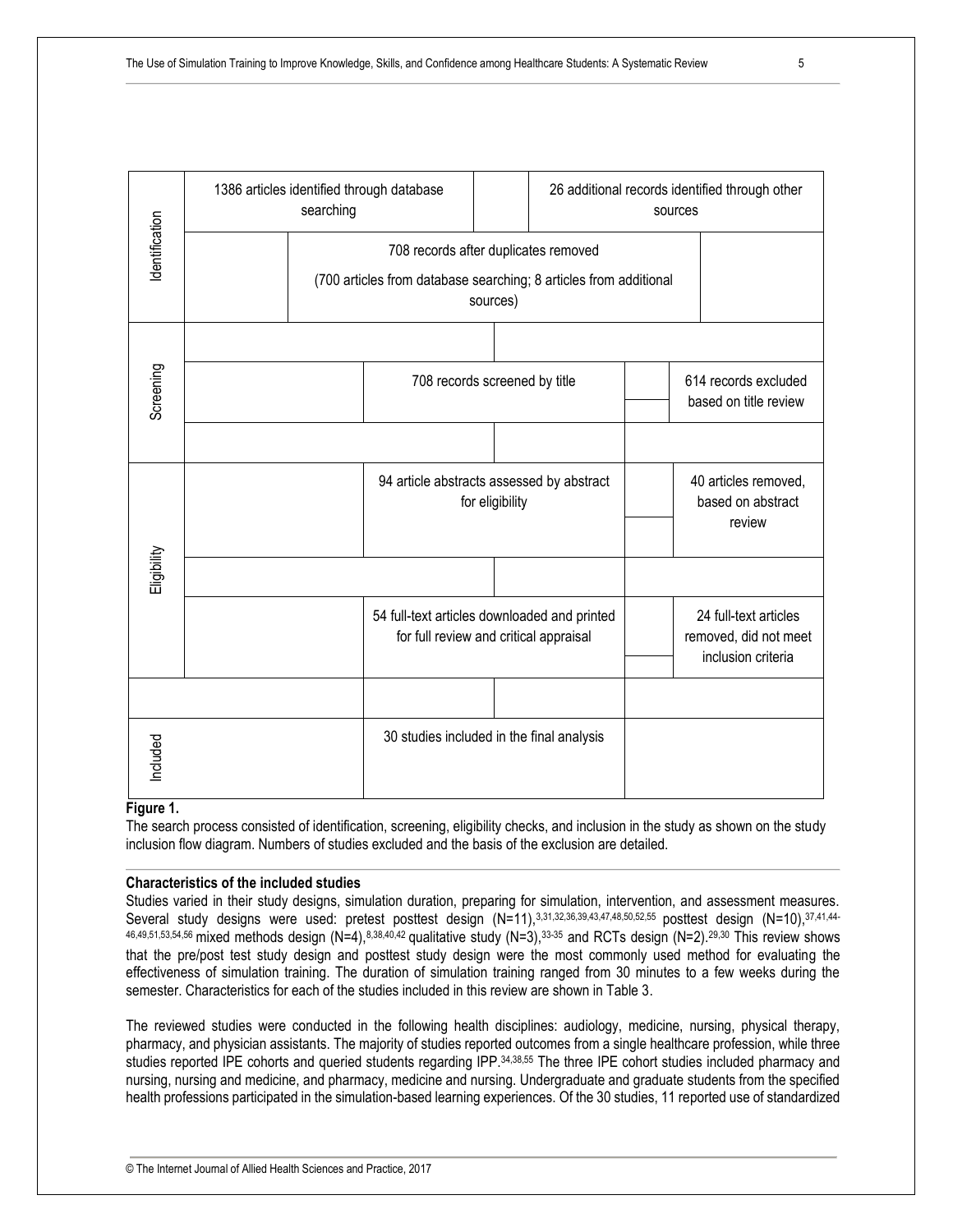| | | | |
|---|---|---|---|
| Identification | 1386 articles identified through database searching | | 26 additional records identified through other sources |
| | 708 records after duplicates removed (700 articles from database searching; 8 articles from additional sources) | | |
| Screening | 708 records screened by title | | 614 records excluded based on title review |
| Eligibility | 94 article abstracts assessed by abstract for eligibility | | 40 articles removed, based on abstract review |
| | 54 full-text articles downloaded and printed for full review and critical appraisal | | 24 full-text articles removed, did not meet inclusion criteria |
| Included | 30 studies included in the final analysis | | |

**Figure 1.**

The search process consisted of identification, screening, eligibility checks, and inclusion in the study as shown on the study inclusion flow diagram. Numbers of studies excluded and the basis of the exclusion are detailed.

**Characteristics of the included studies**

Studies varied in their study designs, simulation duration, preparing for simulation, intervention, and assessment measures. Several study designs were used: pretest posttest design (N=11),[3,31,32,36,39,43,47,48,50,52,55] posttest design (N=10),[37,41,44-46,49,51,53,54,56] mixed methods design (N=4),[8,38,40,42] qualitative study (N=3),[33-35] and RCTs design (N=2).[29,30] This review shows that the pre/post test study design and posttest study design were the most commonly used method for evaluating the effectiveness of simulation training. The duration of simulation training ranged from 30 minutes to a few weeks during the semester. Characteristics for each of the studies included in this review are shown in Table 3.

The reviewed studies were conducted in the following health disciplines: audiology, medicine, nursing, physical therapy, pharmacy, and physician assistants. The majority of studies reported outcomes from a single healthcare profession, while three studies reported IPE cohorts and queried students regarding IPP.[34,38,55] The three IPE cohort studies included pharmacy and nursing, nursing and medicine, and pharmacy, medicine and nursing. Undergraduate and graduate students from the specified health professions participated in the simulation-based learning experiences. Of the 30 studies, 11 reported use of standardized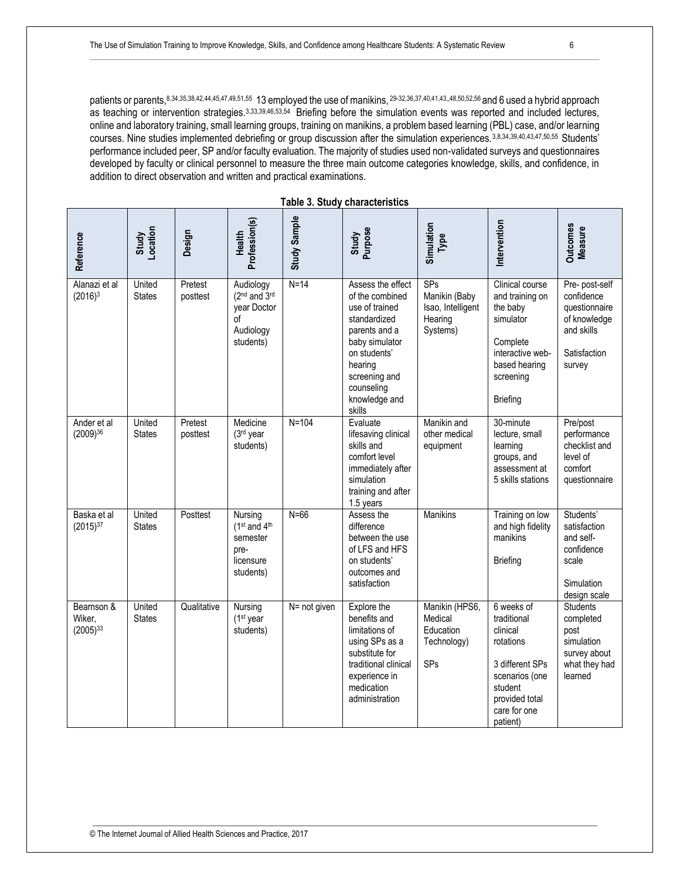patients or parents,[8,34,35,38,42,44,45,47,49,51,55] 13 employed the use of manikins,[29-32,36,37,40,41,43,,48,50,52,56] and 6 used a hybrid approach as teaching or intervention strategies.[3,33,39,46,53,54] Briefing before the simulation events was reported and included lectures, online and laboratory training, small learning groups, training on manikins, a problem based learning (PBL) case, and/or learning courses. Nine studies implemented debriefing or group discussion after the simulation experiences.[3,8,34,39,40,43,47,50,55] Students' performance included peer, SP and/or faculty evaluation. The majority of studies used non-validated surveys and questionnaires developed by faculty or clinical personnel to measure the three main outcome categories knowledge, skills, and confidence, in addition to direct observation and written and practical examinations.

**Table 3. Study characteristics**

| Reference | Study Location | Design | Health Profession(s) | Study Sample | Study Purpose | Simulation Type | Intervention | Outcomes Measure |
|---|---|---|---|---|---|---|---|---|
| Alanazi et al (2016)[3] | United States | Pretest posttest | Audiology (2nd and 3rd year Doctor of Audiology students) | N=14 | Assess the effect of the combined use of trained standardized parents and a baby simulator on students' hearing screening and counseling knowledge and skills | SPs Manikin (Baby Isao, Intelligent Hearing Systems) | Clinical course and training on the baby simulator<br><br>Complete interactive web-based hearing screening<br><br>Briefing | Pre- post-self confidence questionnaire of knowledge and skills<br><br>Satisfaction survey |
| Ander et al (2009)[36] | United States | Pretest posttest | Medicine (3rd year students) | N=104 | Evaluate lifesaving clinical skills and comfort level immediately after simulation training and after 1.5 years | Manikin and other medical equipment | 30-minute lecture, small learning groups, and assessment at 5 skills stations | Pre/post performance checklist and level of comfort questionnaire |
| Baska et al (2015)[37] | United States | Posttest | Nursing (1st and 4th semester pre-licensure students) | N=66 | Assess the difference between the use of LFS and HFS on students' outcomes and satisfaction | Manikins | Training on low and high fidelity manikins<br><br>Briefing | Students' satisfaction and self-confidence scale<br><br>Simulation design scale |
| Bearnson & Wiker, (2005)[33] | United States | Qualitative | Nursing (1st year students) | N= not given | Explore the benefits and limitations of using SPs as a substitute for traditional clinical experience in medication administration | Manikin (HPS6, Medical Education Technology)<br><br>SPs | 6 weeks of traditional clinical rotations<br><br>3 different SPs scenarios (one student provided total care for one patient) | Students completed post simulation survey about what they had learned |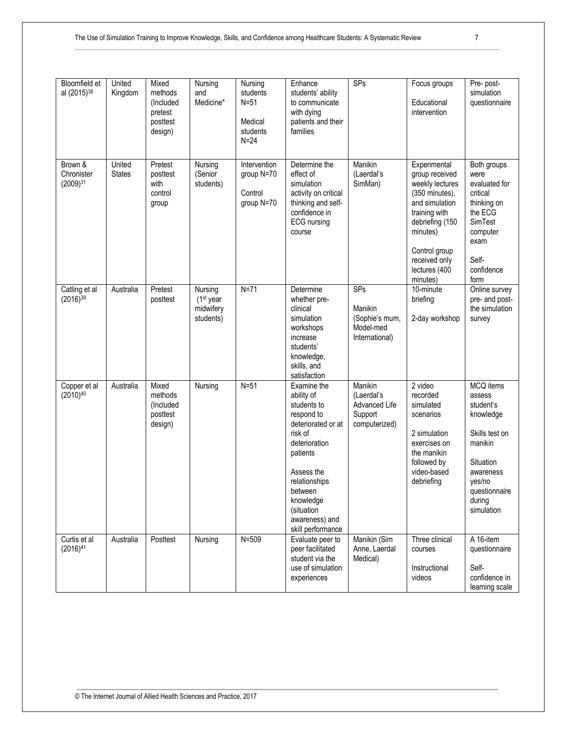| Bloomfield et al (2015)[38] | United Kingdom | Mixed methods (Included pretest posttest design) | Nursing and Medicine* | Nursing students N=51<br><br>Medical students N=24 | Enhance students' ability to communicate with dying patients and their families | SPs | Focus groups<br><br>Educational intervention | Pre- post-simulation questionnaire |
|---|---|---|---|---|---|---|---|---|
| Brown & Chronister (2009)[31] | United States | Pretest posttest with control group | Nursing (Senior students) | Intervention group N=70<br><br>Control group N=70 | Determine the effect of simulation activity on critical thinking and self-confidence in ECG nursing course | Manikin (Laerdal's SimMan) | Experimental group received weekly lectures (350 minutes), and simulation training with debriefing (150 minutes)<br><br>Control group received only lectures (400 minutes) | Both groups were evaluated for critical thinking on the ECG SimTest computer exam<br><br>Self-confidence form |
| Catling et al (2016)[39] | Australia | Pretest posttest | Nursing (1st year midwifery students) | N=71 | Determine whether pre-clinical simulation workshops increase students' knowledge, skills, and satisfaction | SPs<br><br>Manikin (Sophie's mum, Model-med International) | 10-minute briefing<br><br>2-day workshop | Online survey pre- and post-the simulation survey |
| Copper et al (2010)[40] | Australia | Mixed methods (Included posttest design) | Nursing | N=51 | Examine the ability of students to respond to deteriorated or at risk of deterioration patients<br><br>Assess the relationships between knowledge (situation awareness) and skill performance | Manikin (Laerdal's Advanced Life Support computerized) | 2 video recorded simulated scenarios<br><br>2 simulation exercises on the manikin followed by video-based debriefing | MCQ items assess student's knowledge<br><br>Skills test on manikin<br><br>Situation awareness yes/no questionnaire during simulation |
| Curtis et al (2016)[41] | Australia | Posttest | Nursing | N=509 | Evaluate peer to peer facilitated student via the use of simulation experiences | Manikin (Sim Anne, Laerdal Medical) | Three clinical courses<br><br>Instructional videos | A 16-item questionnaire<br><br>Self-confidence in learning scale |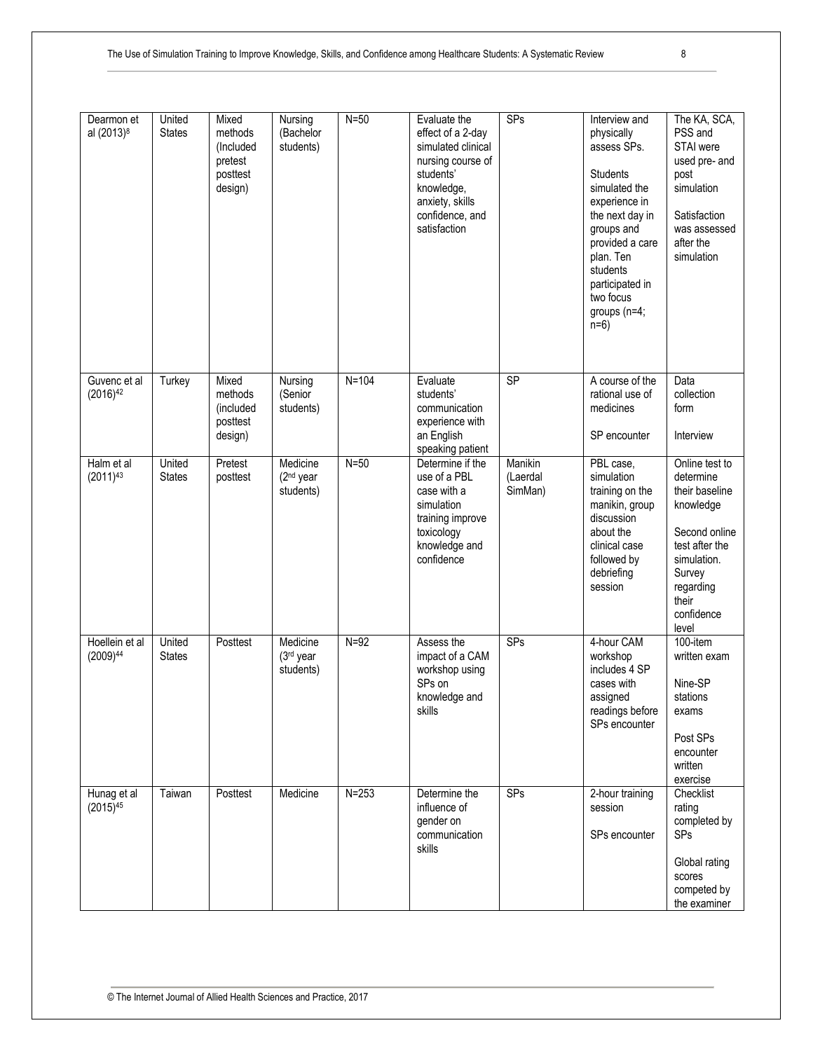| Dearmon et al (2013)[8] | United States | Mixed methods (Included pretest posttest design) | Nursing (Bachelor students) | N=50 | Evaluate the effect of a 2-day simulated clinical nursing course of students' knowledge, anxiety, skills confidence, and satisfaction | SPs | Interview and physically assess SPs.<br><br>Students simulated the experience in the next day in groups and provided a care plan. Ten students participated in two focus groups (n=4; n=6) | The KA, SCA, PSS and STAI were used pre- and post simulation<br><br>Satisfaction was assessed after the simulation |
|---|---|---|---|---|---|---|---|---|
| Guvenc et al (2016)[42] | Turkey | Mixed methods (included posttest design) | Nursing (Senior students) | N=104 | Evaluate students' communication experience with an English speaking patient | SP | A course of the rational use of medicines<br><br>SP encounter | Data collection form<br><br>Interview |
| Halm et al (2011)[43] | United States | Pretest posttest | Medicine (2nd year students) | N=50 | Determine if the use of a PBL case with a simulation training improve toxicology knowledge and confidence | Manikin (Laerdal SimMan) | PBL case, simulation training on the manikin, group discussion about the clinical case followed by debriefing session | Online test to determine their baseline knowledge<br><br>Second online test after the simulation. Survey regarding their confidence level |
| Hoellein et al (2009)[44] | United States | Posttest | Medicine (3rd year students) | N=92 | Assess the impact of a CAM workshop using SPs on knowledge and skills | SPs | 4-hour CAM workshop includes 4 SP cases with assigned readings before SPs encounter | 100-item written exam<br><br>Nine-SP stations exams<br><br>Post SPs encounter written exercise |
| Hunag et al (2015)[45] | Taiwan | Posttest | Medicine | N=253 | Determine the influence of gender on communication skills | SPs | 2-hour training session<br><br>SPs encounter | Checklist rating completed by SPs<br><br>Global rating scores competed by the examiner |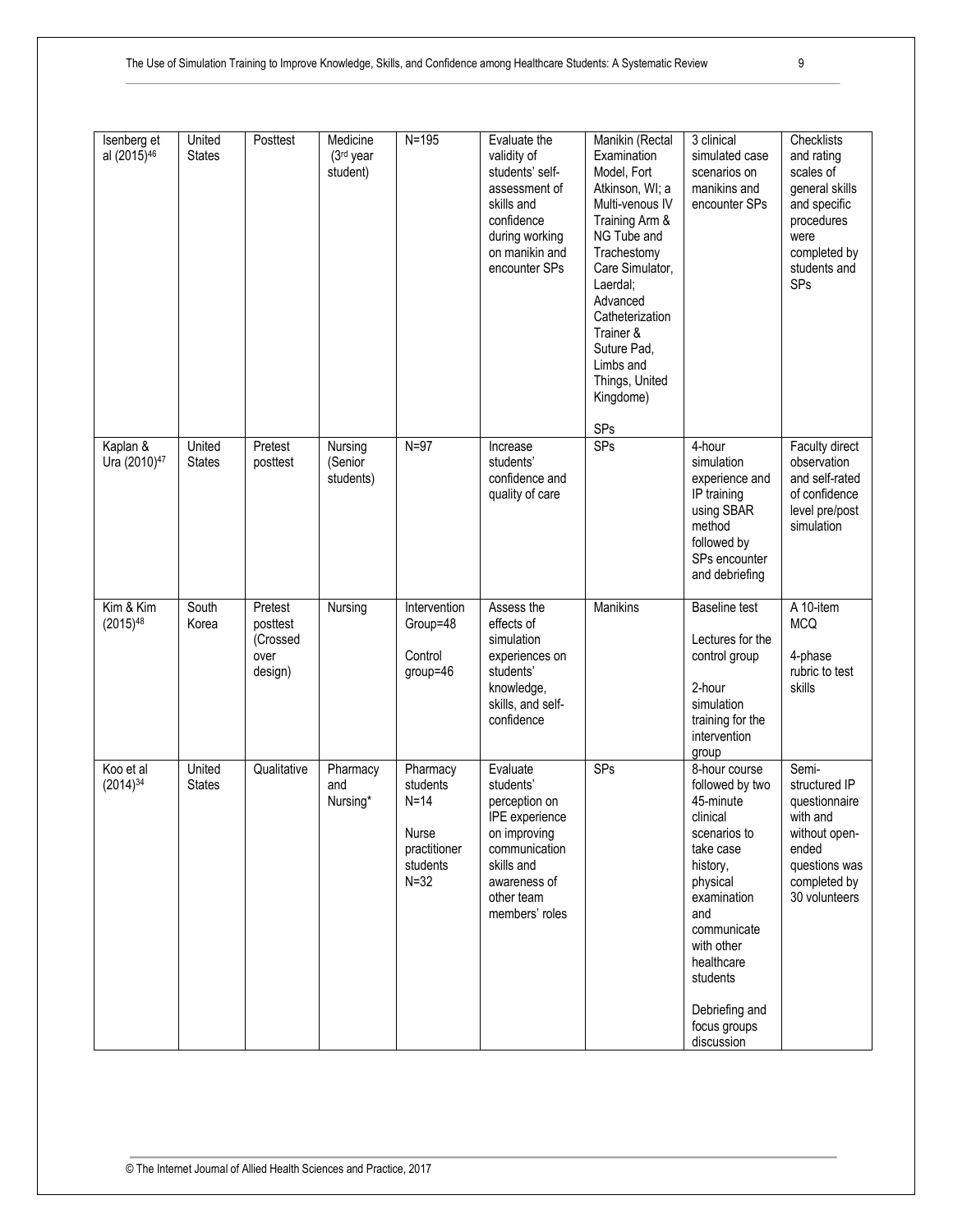| Isenberg et al (2015)[46] | United States | Posttest | Medicine (3rd year student) | N=195 | Evaluate the validity of students' self-assessment of skills and confidence during working on manikin and encounter SPs | Manikin (Rectal Examination Model, Fort Atkinson, WI; a Multi-venous IV Training Arm & NG Tube and Tracheostomy Care Simulator, Laerdal; Advanced Catheterization Trainer & Suture Pad, Limbs and Things, United Kingdome)<br><br>SPs | 3 clinical simulated case scenarios on manikins and encounter SPs | Checklists and rating scales of general skills and specific procedures were completed by students and SPs |
|---|---|---|---|---|---|---|---|---|
| Kaplan & Ura (2010)[47] | United States | Pretest posttest | Nursing (Senior students) | N=97 | Increase students' confidence and quality of care | SPs | 4-hour simulation experience and IP training using SBAR method followed by SPs encounter and debriefing | Faculty direct observation and self-rated of confidence level pre/post simulation |
| Kim & Kim (2015)[48] | South Korea | Pretest posttest (Crossed over design) | Nursing | Intervention Group=48<br><br>Control group=46 | Assess the effects of simulation experiences on students' knowledge, skills, and self-confidence | Manikins | Baseline test<br><br>Lectures for the control group<br><br>2-hour simulation training for the intervention group | A 10-item MCQ<br><br>4-phase rubric to test skills |
| Koo et al (2014)[34] | United States | Qualitative | Pharmacy and Nursing* | Pharmacy students N=14<br><br>Nurse practitioner students N=32 | Evaluate students' perception on IPE experience on improving communication skills and awareness of other team members' roles | SPs | 8-hour course followed by two 45-minute clinical scenarios to take case history, physical examination and communicate with other healthcare students<br><br>Debriefing and focus groups discussion | Semi-structured IP questionnaire with and without open-ended questions was completed by 30 volunteers |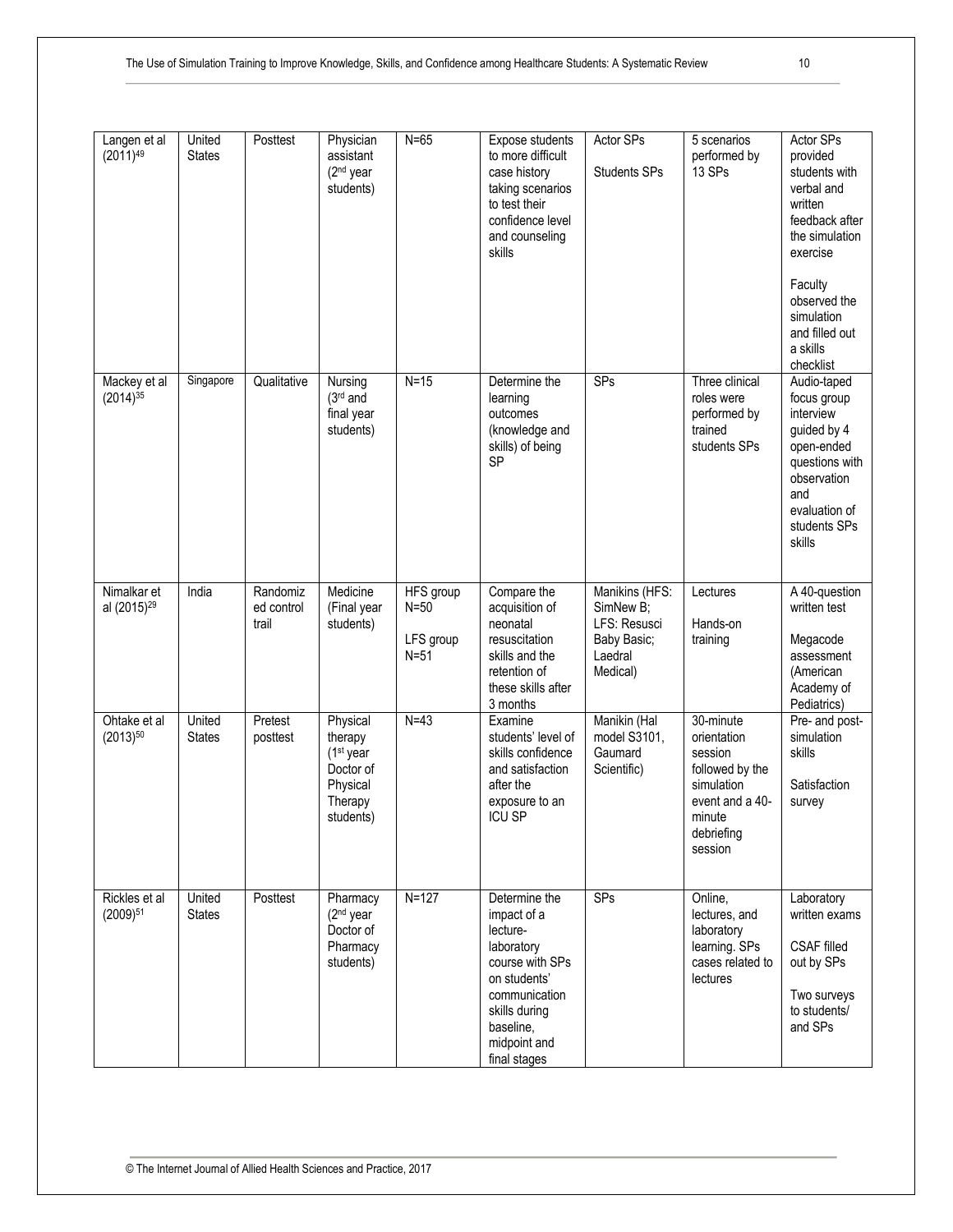| Langen et al (2011)[49] | United States | Posttest | Physician assistant (2[nd] year students) | N=65 | Expose students to more difficult case history taking scenarios to test their confidence level and counseling skills | Actor SPs<br><br>Students SPs | 5 scenarios performed by 13 SPs | Actor SPs provided students with verbal and written feedback after the simulation exercise<br><br>Faculty observed the simulation and filled out a skills checklist |
|---|---|---|---|---|---|---|---|---|
| Mackey et al (2014)[35] | Singapore | Qualitative | Nursing (3[rd] and final year students) | N=15 | Determine the learning outcomes (knowledge and skills) of being SP | SPs | Three clinical roles were performed by trained students SPs | Audio-taped focus group interview guided by 4 open-ended questions with observation and evaluation of students SPs skills |
| Nimalkar et al (2015)[29] | India | Randomized control trail | Medicine (Final year students) | HFS group N=50<br><br>LFS group N=51 | Compare the acquisition of neonatal resuscitation skills and the retention of these skills after 3 months | Manikins (HFS: SimNew B; LFS: Resusci Baby Basic; Laedral Medical) | Lectures<br><br>Hands-on training | A 40-question written test<br><br>Megacode assessment (American Academy of Pediatrics) |
| Ohtake et al (2013)[50] | United States | Pretest posttest | Physical therapy (1[st] year Doctor of Physical Therapy students) | N=43 | Examine students' level of skills confidence and satisfaction after the exposure to an ICU SP | Manikin (Hal model S3101, Gaumard Scientific) | 30-minute orientation session followed by the simulation event and a 40-minute debriefing session | Pre- and post-simulation skills<br><br>Satisfaction survey |
| Rickles et al (2009)[51] | United States | Posttest | Pharmacy (2[nd] year Doctor of Pharmacy students) | N=127 | Determine the impact of a lecture-laboratory course with SPs on students' communication skills during baseline, midpoint and final stages | SPs | Online, lectures, and laboratory learning. SPs cases related to lectures | Laboratory written exams<br><br>CSAF filled out by SPs<br><br>Two surveys to students/ and SPs |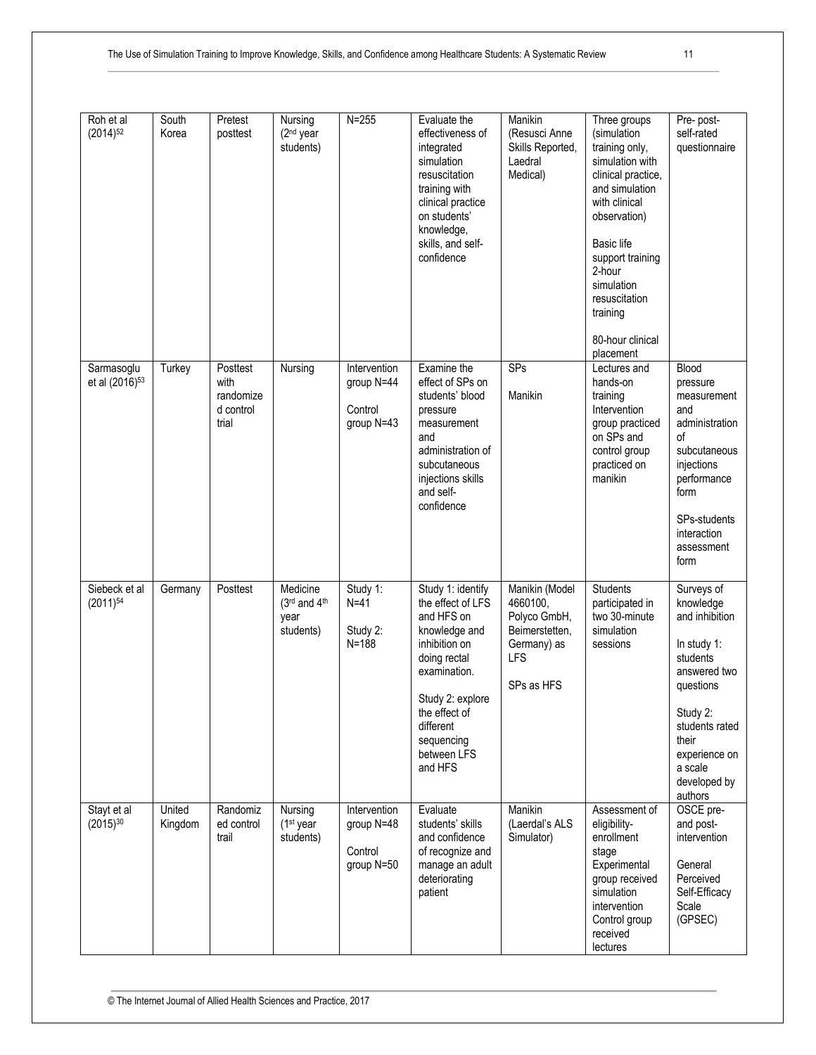| Roh et al (2014)[52] | South Korea | Pretest posttest | Nursing (2nd year students) | N=255 | Evaluate the effectiveness of integrated simulation resuscitation training with clinical practice on students' knowledge, skills, and self-confidence | Manikin (Resusci Anne Skills Reported, Laedral Medical) | Three groups (simulation training only, simulation with clinical practice, and simulation with clinical observation)<br><br>Basic life support training 2-hour simulation resuscitation training<br><br>80-hour clinical placement | Pre- post-self-rated questionnaire |
|---|---|---|---|---|---|---|---|---|
| Sarmasoglu et al (2016)[53] | Turkey | Posttest with randomized control trial | Nursing | Intervention group N=44<br><br>Control group N=43 | Examine the effect of SPs on students' blood pressure measurement and administration of subcutaneous injections skills and self-confidence | SPs<br><br>Manikin | Lectures and hands-on training Intervention group practiced on SPs and control group practiced on manikin | Blood pressure measurement and administration of subcutaneous injections performance form<br><br>SPs-students interaction assessment form |
| Siebeck et al (2011)[54] | Germany | Posttest | Medicine (3rd and 4th year students) | Study 1: N=41<br><br>Study 2: N=188 | Study 1: identify the effect of LFS and HFS on knowledge and inhibition on doing rectal examination.<br><br>Study 2: explore the effect of different sequencing between LFS and HFS | Manikin (Model 4660100, Polyco GmbH, Beimerstetten, Germany) as LFS<br><br>SPs as HFS | Students participated in two 30-minute simulation sessions | Surveys of knowledge and inhibition<br><br>In study 1: students answered two questions<br><br>Study 2: students rated their experience on a scale developed by authors |
| Stayt et al (2015)[30] | United Kingdom | Randomized control trail | Nursing (1st year students) | Intervention group N=48<br><br>Control group N=50 | Evaluate students' skills and confidence of recognize and manage an adult deteriorating patient | Manikin (Laerdal's ALS Simulator) | Assessment of eligibility-enrollment stage Experimental group received simulation intervention Control group received lectures | OSCE pre- and post-intervention<br><br>General Perceived Self-Efficacy Scale (GPSEC) |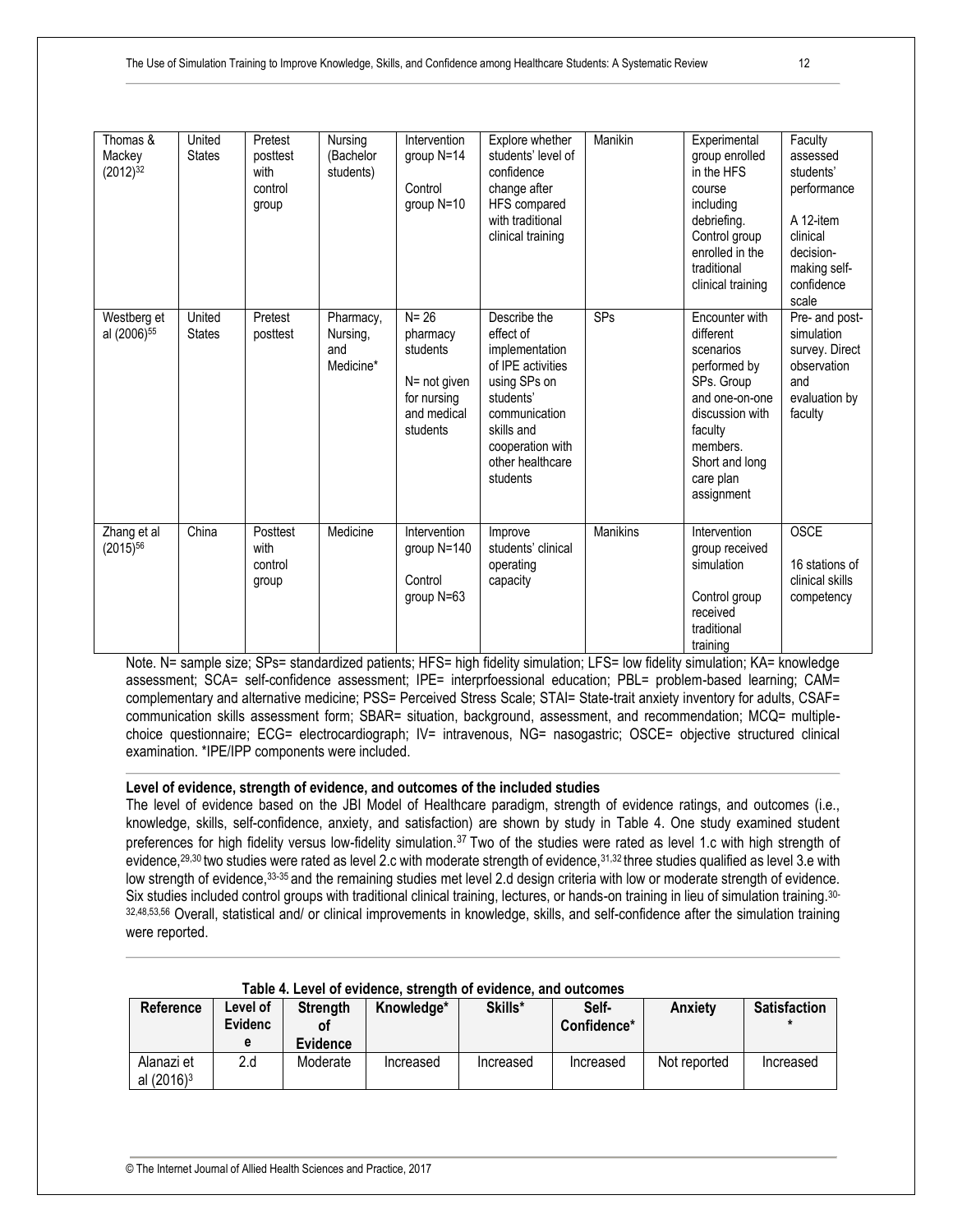| Thomas & Mackey (2012)[32] | United States | Pretest posttest with control group | Nursing (Bachelor students) | Intervention group N=14<br><br>Control group N=10 | Explore whether students' level of confidence change after HFS compared with traditional clinical training | Manikin | Experimental group enrolled in the HFS course including debriefing. Control group enrolled in the traditional clinical training | Faculty assessed students' performance<br><br>A 12-item clinical decision-making self-confidence scale |
|---|---|---|---|---|---|---|---|---|
| Westberg et al (2006)[55] | United States | Pretest posttest | Pharmacy, Nursing, and Medicine* | N= 26 pharmacy students<br><br>N= not given for nursing and medical students | Describe the effect of implementation of IPE activities using SPs on students' communication skills and cooperation with other healthcare students | SPs | Encounter with different scenarios performed by SPs. Group and one-on-one discussion with faculty members. Short and long care plan assignment | Pre- and post-simulation survey. Direct observation and evaluation by faculty |
| Zhang et al (2015)[56] | China | Posttest with control group | Medicine | Intervention group N=140<br><br>Control group N=63 | Improve students' clinical operating capacity | Manikins | Intervention group received simulation<br><br>Control group received traditional training | OSCE<br><br>16 stations of clinical skills competency |

Note. N= sample size; SPs= standardized patients; HFS= high fidelity simulation; LFS= low fidelity simulation; KA= knowledge assessment; SCA= self-confidence assessment; IPE= interprfoessional education; PBL= problem-based learning; CAM= complementary and alternative medicine; PSS= Perceived Stress Scale; STAI= State-trait anxiety inventory for adults, CSAF= communication skills assessment form; SBAR= situation, background, assessment, and recommendation; MCQ= multiple-choice questionnaire; ECG= electrocardiograph; IV= intravenous, NG= nasogastric; OSCE= objective structured clinical examination. *IPE/IPP components were included.

### Level of evidence, strength of evidence, and outcomes of the included studies

The level of evidence based on the JBI Model of Healthcare paradigm, strength of evidence ratings, and outcomes (i.e., knowledge, skills, self-confidence, anxiety, and satisfaction) are shown by study in Table 4. One study examined student preferences for high fidelity versus low-fidelity simulation.[37] Two of the studies were rated as level 1.c with high strength of evidence,[29,30] two studies were rated as level 2.c with moderate strength of evidence,[31,32] three studies qualified as level 3.e with low strength of evidence,[33-35] and the remaining studies met level 2.d design criteria with low or moderate strength of evidence. Six studies included control groups with traditional clinical training, lectures, or hands-on training in lieu of simulation training.[30-32,48,53,56] Overall, statistical and/ or clinical improvements in knowledge, skills, and self-confidence after the simulation training were reported.

**Table 4. Level of evidence, strength of evidence, and outcomes**

| Reference | Level of Evidence | Strength of Evidence | Knowledge* | Skills* | Self-Confidence* | Anxiety | Satisfaction * |
|---|---|---|---|---|---|---|---|
| Alanazi et al (2016)[3] | 2.d | Moderate | Increased | Increased | Increased | Not reported | Increased |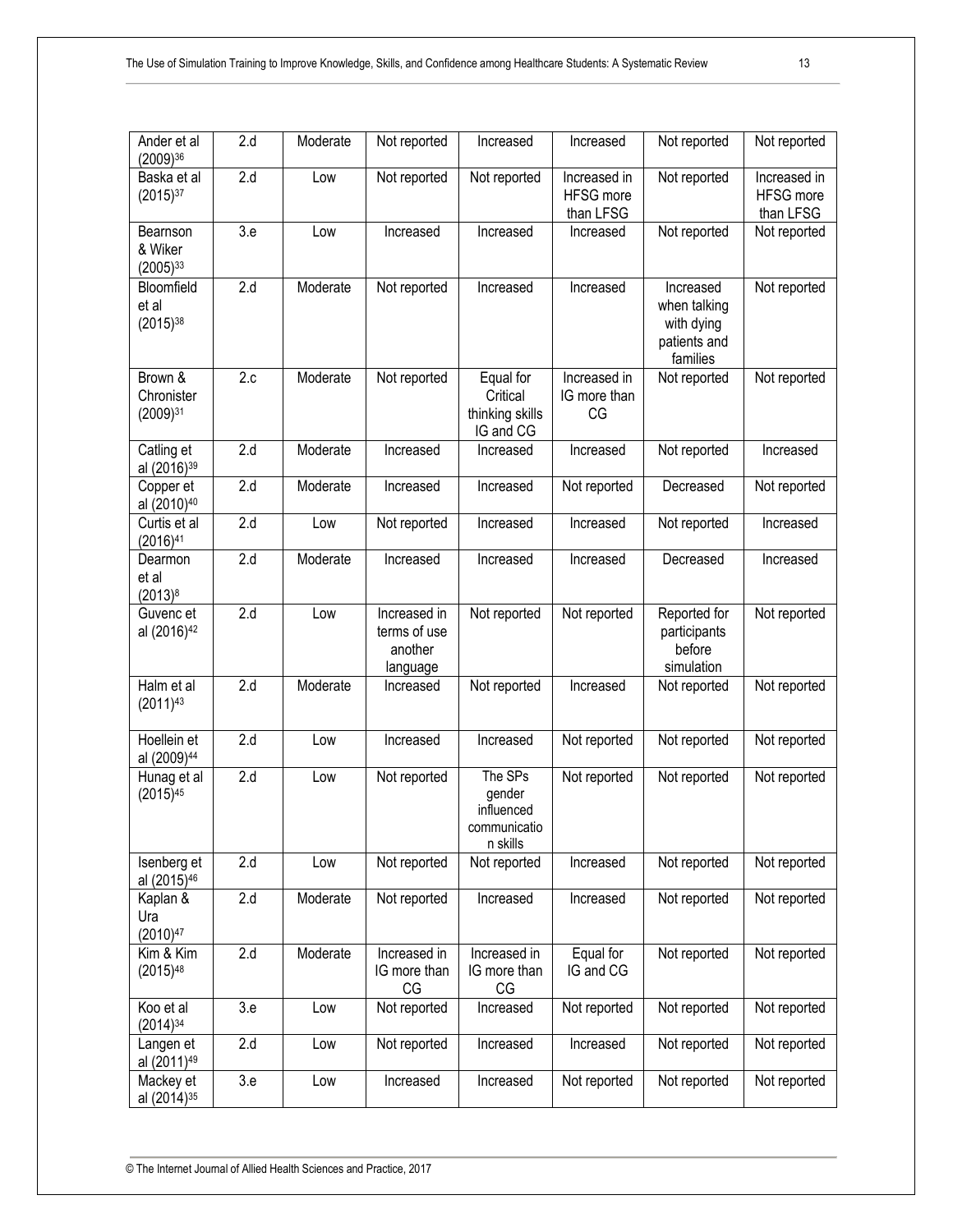| | | | | | | | |
|---|---|---|---|---|---|---|---|
| Ander et al (2009)[36] | 2.d | Moderate | Not reported | Increased | Increased | Not reported | Not reported |
| Baska et al (2015)[37] | 2.d | Low | Not reported | Not reported | Increased in HFSG more than LFSG | Not reported | Increased in HFSG more than LFSG |
| Bearnson & Wiker (2005)[33] | 3.e | Low | Increased | Increased | Increased | Not reported | Not reported |
| Bloomfield et al (2015)[38] | 2.d | Moderate | Not reported | Increased | Increased | Increased when talking with dying patients and families | Not reported |
| Brown & Chronister (2009)[31] | 2.c | Moderate | Not reported | Equal for Critical thinking skills IG and CG | Increased in IG more than CG | Not reported | Not reported |
| Catling et al (2016)[39] | 2.d | Moderate | Increased | Increased | Increased | Not reported | Increased |
| Copper et al (2010)[40] | 2.d | Moderate | Increased | Increased | Not reported | Decreased | Not reported |
| Curtis et al (2016)[41] | 2.d | Low | Not reported | Increased | Increased | Not reported | Increased |
| Dearmon et al (2013)[8] | 2.d | Moderate | Increased | Increased | Increased | Decreased | Increased |
| Guvenc et al (2016)[42] | 2.d | Low | Increased in terms of use another language | Not reported | Not reported | Reported for participants before simulation | Not reported |
| Halm et al (2011)[43] | 2.d | Moderate | Increased | Not reported | Increased | Not reported | Not reported |
| Hoellein et al (2009)[44] | 2.d | Low | Increased | Increased | Not reported | Not reported | Not reported |
| Hunag et al (2015)[45] | 2.d | Low | Not reported | The SPs gender influenced communication skills | Not reported | Not reported | Not reported |
| Isenberg et al (2015)[46] | 2.d | Low | Not reported | Not reported | Increased | Not reported | Not reported |
| Kaplan & Ura (2010)[47] | 2.d | Moderate | Not reported | Increased | Increased | Not reported | Not reported |
| Kim & Kim (2015)[48] | 2.d | Moderate | Increased in IG more than CG | Increased in IG more than CG | Equal for IG and CG | Not reported | Not reported |
| Koo et al (2014)[34] | 3.e | Low | Not reported | Increased | Not reported | Not reported | Not reported |
| Langen et al (2011)[49] | 2.d | Low | Not reported | Increased | Increased | Not reported | Not reported |
| Mackey et al (2014)[35] | 3.e | Low | Increased | Increased | Not reported | Not reported | Not reported |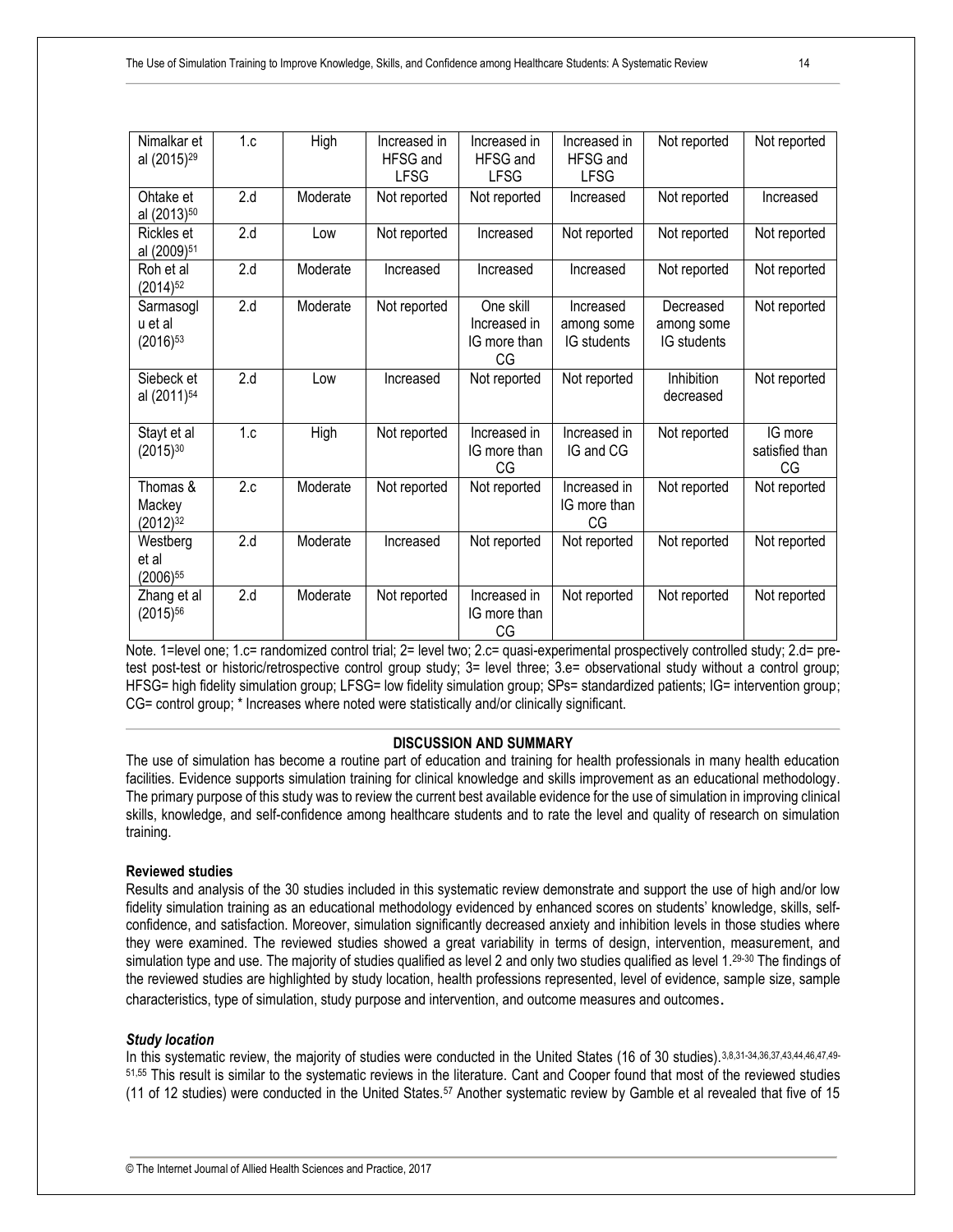| Nimalkar et al (2015)[29] | 1.c | High | Increased in HFSG and LFSG | Increased in HFSG and LFSG | Increased in HFSG and LFSG | Not reported | Not reported |
|---|---|---|---|---|---|---|---|
| Ohtake et al (2013)[50] | 2.d | Moderate | Not reported | Not reported | Increased | Not reported | Increased |
| Rickles et al (2009)[51] | 2.d | Low | Not reported | Increased | Not reported | Not reported | Not reported |
| Roh et al (2014)[52] | 2.d | Moderate | Increased | Increased | Increased | Not reported | Not reported |
| Sarmasoglu et al (2016)[53] | 2.d | Moderate | Not reported | One skill Increased in IG more than CG | Increased among some IG students | Decreased among some IG students | Not reported |
| Siebeck et al (2011)[54] | 2.d | Low | Increased | Not reported | Not reported | Inhibition decreased | Not reported |
| Stayt et al (2015)[30] | 1.c | High | Not reported | Increased in IG more than CG | Increased in IG and CG | Not reported | IG more satisfied than CG |
| Thomas & Mackey (2012)[32] | 2.c | Moderate | Not reported | Not reported | Increased in IG more than CG | Not reported | Not reported |
| Westberg et al (2006)[55] | 2.d | Moderate | Increased | Not reported | Not reported | Not reported | Not reported |
| Zhang et al (2015)[56] | 2.d | Moderate | Not reported | Increased in IG more than CG | Not reported | Not reported | Not reported |

Note. 1=level one; 1.c= randomized control trial; 2= level two; 2.c= quasi-experimental prospectively controlled study; 2.d= pre-test post-test or historic/retrospective control group study; 3= level three; 3.e= observational study without a control group; HFSG= high fidelity simulation group; LFSG= low fidelity simulation group; SPs= standardized patients; IG= intervention group; CG= control group; * Increases where noted were statistically and/or clinically significant.

## DISCUSSION AND SUMMARY

The use of simulation has become a routine part of education and training for health professionals in many health education facilities. Evidence supports simulation training for clinical knowledge and skills improvement as an educational methodology. The primary purpose of this study was to review the current best available evidence for the use of simulation in improving clinical skills, knowledge, and self-confidence among healthcare students and to rate the level and quality of research on simulation training.

### Reviewed studies

Results and analysis of the 30 studies included in this systematic review demonstrate and support the use of high and/or low fidelity simulation training as an educational methodology evidenced by enhanced scores on students' knowledge, skills, self-confidence, and satisfaction. Moreover, simulation significantly decreased anxiety and inhibition levels in those studies where they were examined. The reviewed studies showed a great variability in terms of design, intervention, measurement, and simulation type and use. The majority of studies qualified as level 2 and only two studies qualified as level 1.[29-30] The findings of the reviewed studies are highlighted by study location, health professions represented, level of evidence, sample size, sample characteristics, type of simulation, study purpose and intervention, and outcome measures and outcomes.

#### *Study location*

In this systematic review, the majority of studies were conducted in the United States (16 of 30 studies).[3,8,31-34,36,37,43,44,46,47,49-51,55] This result is similar to the systematic reviews in the literature. Cant and Cooper found that most of the reviewed studies (11 of 12 studies) were conducted in the United States.[57] Another systematic review by Gamble et al revealed that five of 15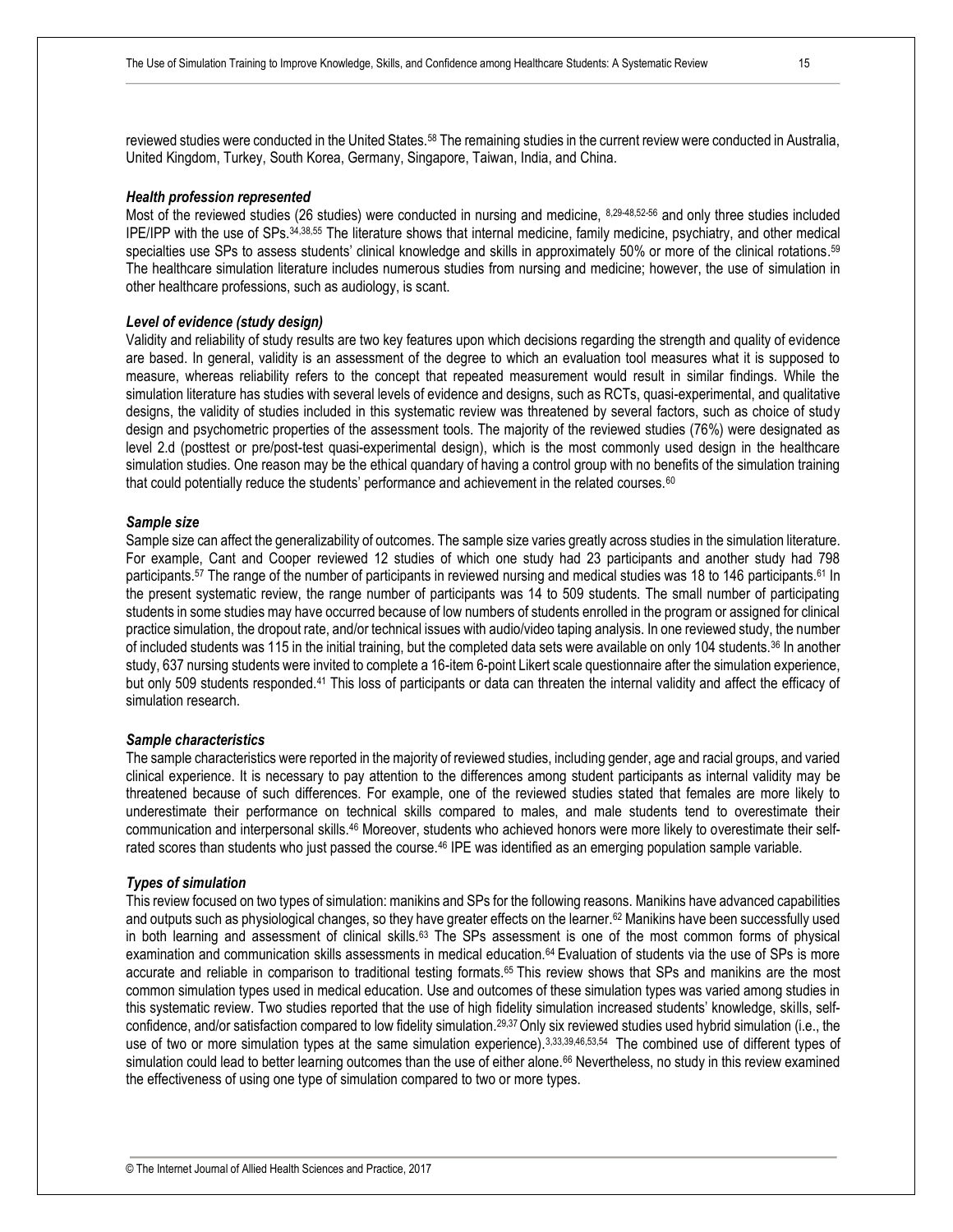reviewed studies were conducted in the United States.[58] The remaining studies in the current review were conducted in Australia, United Kingdom, Turkey, South Korea, Germany, Singapore, Taiwan, India, and China.

### *Health profession represented*

Most of the reviewed studies (26 studies) were conducted in nursing and medicine, [8,29-48,52-56] and only three studies included IPE/IPP with the use of SPs.[34,38,55] The literature shows that internal medicine, family medicine, psychiatry, and other medical specialties use SPs to assess students' clinical knowledge and skills in approximately 50% or more of the clinical rotations.[59] The healthcare simulation literature includes numerous studies from nursing and medicine; however, the use of simulation in other healthcare professions, such as audiology, is scant.

### *Level of evidence (study design)*

Validity and reliability of study results are two key features upon which decisions regarding the strength and quality of evidence are based. In general, validity is an assessment of the degree to which an evaluation tool measures what it is supposed to measure, whereas reliability refers to the concept that repeated measurement would result in similar findings. While the simulation literature has studies with several levels of evidence and designs, such as RCTs, quasi-experimental, and qualitative designs, the validity of studies included in this systematic review was threatened by several factors, such as choice of study design and psychometric properties of the assessment tools. The majority of the reviewed studies (76%) were designated as level 2.d (posttest or pre/post-test quasi-experimental design), which is the most commonly used design in the healthcare simulation studies. One reason may be the ethical quandary of having a control group with no benefits of the simulation training that could potentially reduce the students' performance and achievement in the related courses.[60]

### *Sample size*

Sample size can affect the generalizability of outcomes. The sample size varies greatly across studies in the simulation literature. For example, Cant and Cooper reviewed 12 studies of which one study had 23 participants and another study had 798 participants.[57] The range of the number of participants in reviewed nursing and medical studies was 18 to 146 participants.[61] In the present systematic review, the range number of participants was 14 to 509 students. The small number of participating students in some studies may have occurred because of low numbers of students enrolled in the program or assigned for clinical practice simulation, the dropout rate, and/or technical issues with audio/video taping analysis. In one reviewed study, the number of included students was 115 in the initial training, but the completed data sets were available on only 104 students.[36] In another study, 637 nursing students were invited to complete a 16-item 6-point Likert scale questionnaire after the simulation experience, but only 509 students responded.[41] This loss of participants or data can threaten the internal validity and affect the efficacy of simulation research.

### *Sample characteristics*

The sample characteristics were reported in the majority of reviewed studies, including gender, age and racial groups, and varied clinical experience. It is necessary to pay attention to the differences among student participants as internal validity may be threatened because of such differences. For example, one of the reviewed studies stated that females are more likely to underestimate their performance on technical skills compared to males, and male students tend to overestimate their communication and interpersonal skills.[46] Moreover, students who achieved honors were more likely to overestimate their self-rated scores than students who just passed the course.[46] IPE was identified as an emerging population sample variable.

### *Types of simulation*

This review focused on two types of simulation: manikins and SPs for the following reasons. Manikins have advanced capabilities and outputs such as physiological changes, so they have greater effects on the learner.[62] Manikins have been successfully used in both learning and assessment of clinical skills.[63] The SPs assessment is one of the most common forms of physical examination and communication skills assessments in medical education.[64] Evaluation of students via the use of SPs is more accurate and reliable in comparison to traditional testing formats.[65] This review shows that SPs and manikins are the most common simulation types used in medical education. Use and outcomes of these simulation types was varied among studies in this systematic review. Two studies reported that the use of high fidelity simulation increased students' knowledge, skills, self-confidence, and/or satisfaction compared to low fidelity simulation.[29,37] Only six reviewed studies used hybrid simulation (i.e., the use of two or more simulation types at the same simulation experience).[3,33,39,46,53,54] The combined use of different types of simulation could lead to better learning outcomes than the use of either alone.[66] Nevertheless, no study in this review examined the effectiveness of using one type of simulation compared to two or more types.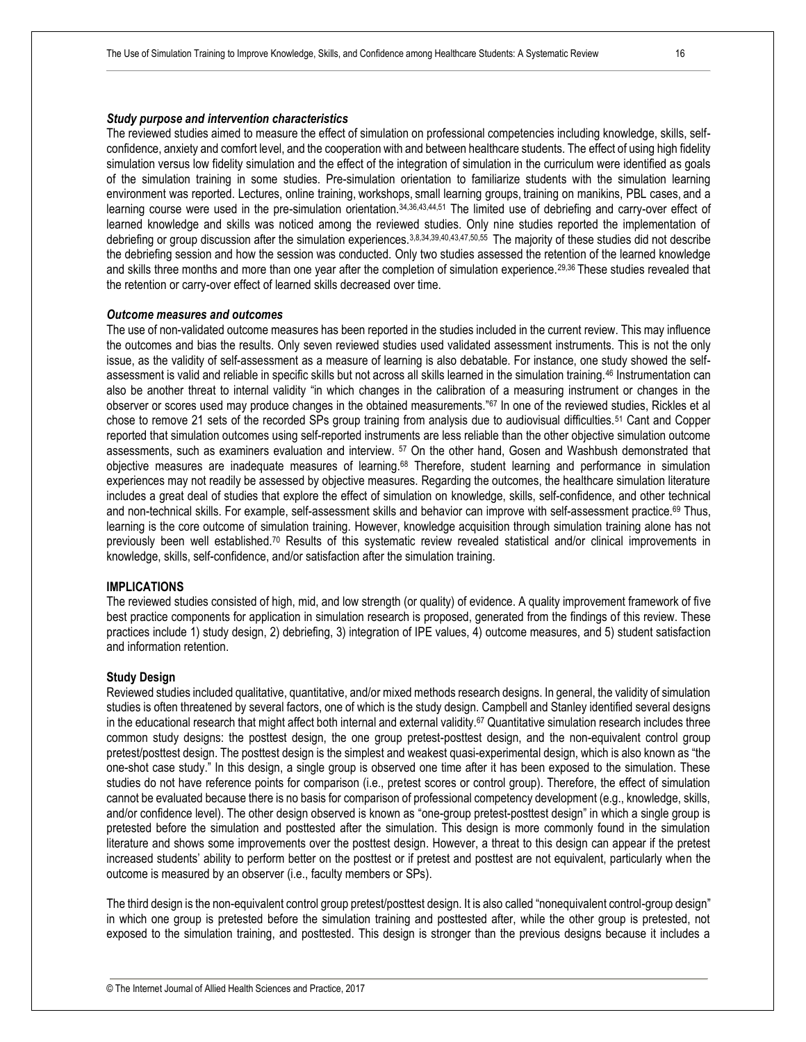### *Study purpose and intervention characteristics*

The reviewed studies aimed to measure the effect of simulation on professional competencies including knowledge, skills, self-confidence, anxiety and comfort level, and the cooperation with and between healthcare students. The effect of using high fidelity simulation versus low fidelity simulation and the effect of the integration of simulation in the curriculum were identified as goals of the simulation training in some studies. Pre-simulation orientation to familiarize students with the simulation learning environment was reported. Lectures, online training, workshops, small learning groups, training on manikins, PBL cases, and a learning course were used in the pre-simulation orientation.[34,36,43,44,51] The limited use of debriefing and carry-over effect of learned knowledge and skills was noticed among the reviewed studies. Only nine studies reported the implementation of debriefing or group discussion after the simulation experiences.[3,8,34,39,40,43,47,50,55] The majority of these studies did not describe the debriefing session and how the session was conducted. Only two studies assessed the retention of the learned knowledge and skills three months and more than one year after the completion of simulation experience.[29,36] These studies revealed that the retention or carry-over effect of learned skills decreased over time.

### *Outcome measures and outcomes*

The use of non-validated outcome measures has been reported in the studies included in the current review. This may influence the outcomes and bias the results. Only seven reviewed studies used validated assessment instruments. This is not the only issue, as the validity of self-assessment as a measure of learning is also debatable. For instance, one study showed the self-assessment is valid and reliable in specific skills but not across all skills learned in the simulation training.[46] Instrumentation can also be another threat to internal validity "in which changes in the calibration of a measuring instrument or changes in the observer or scores used may produce changes in the obtained measurements."[67] In one of the reviewed studies, Rickles et al chose to remove 21 sets of the recorded SPs group training from analysis due to audiovisual difficulties.[51] Cant and Copper reported that simulation outcomes using self-reported instruments are less reliable than the other objective simulation outcome assessments, such as examiners evaluation and interview. [57] On the other hand, Gosen and Washbush demonstrated that objective measures are inadequate measures of learning.[68] Therefore, student learning and performance in simulation experiences may not readily be assessed by objective measures. Regarding the outcomes, the healthcare simulation literature includes a great deal of studies that explore the effect of simulation on knowledge, skills, self-confidence, and other technical and non-technical skills. For example, self-assessment skills and behavior can improve with self-assessment practice.[69] Thus, learning is the core outcome of simulation training. However, knowledge acquisition through simulation training alone has not previously been well established.[70] Results of this systematic review revealed statistical and/or clinical improvements in knowledge, skills, self-confidence, and/or satisfaction after the simulation training.

## IMPLICATIONS

The reviewed studies consisted of high, mid, and low strength (or quality) of evidence. A quality improvement framework of five best practice components for application in simulation research is proposed, generated from the findings of this review. These practices include 1) study design, 2) debriefing, 3) integration of IPE values, 4) outcome measures, and 5) student satisfaction and information retention.

### Study Design

Reviewed studies included qualitative, quantitative, and/or mixed methods research designs. In general, the validity of simulation studies is often threatened by several factors, one of which is the study design. Campbell and Stanley identified several designs in the educational research that might affect both internal and external validity.[67] Quantitative simulation research includes three common study designs: the posttest design, the one group pretest-posttest design, and the non-equivalent control group pretest/posttest design. The posttest design is the simplest and weakest quasi-experimental design, which is also known as "the one-shot case study." In this design, a single group is observed one time after it has been exposed to the simulation. These studies do not have reference points for comparison (i.e., pretest scores or control group). Therefore, the effect of simulation cannot be evaluated because there is no basis for comparison of professional competency development (e.g., knowledge, skills, and/or confidence level). The other design observed is known as "one-group pretest-posttest design" in which a single group is pretested before the simulation and posttested after the simulation. This design is more commonly found in the simulation literature and shows some improvements over the posttest design. However, a threat to this design can appear if the pretest increased students' ability to perform better on the posttest or if pretest and posttest are not equivalent, particularly when the outcome is measured by an observer (i.e., faculty members or SPs).

The third design is the non-equivalent control group pretest/posttest design. It is also called "nonequivalent control-group design" in which one group is pretested before the simulation training and posttested after, while the other group is pretested, not exposed to the simulation training, and posttested. This design is stronger than the previous designs because it includes a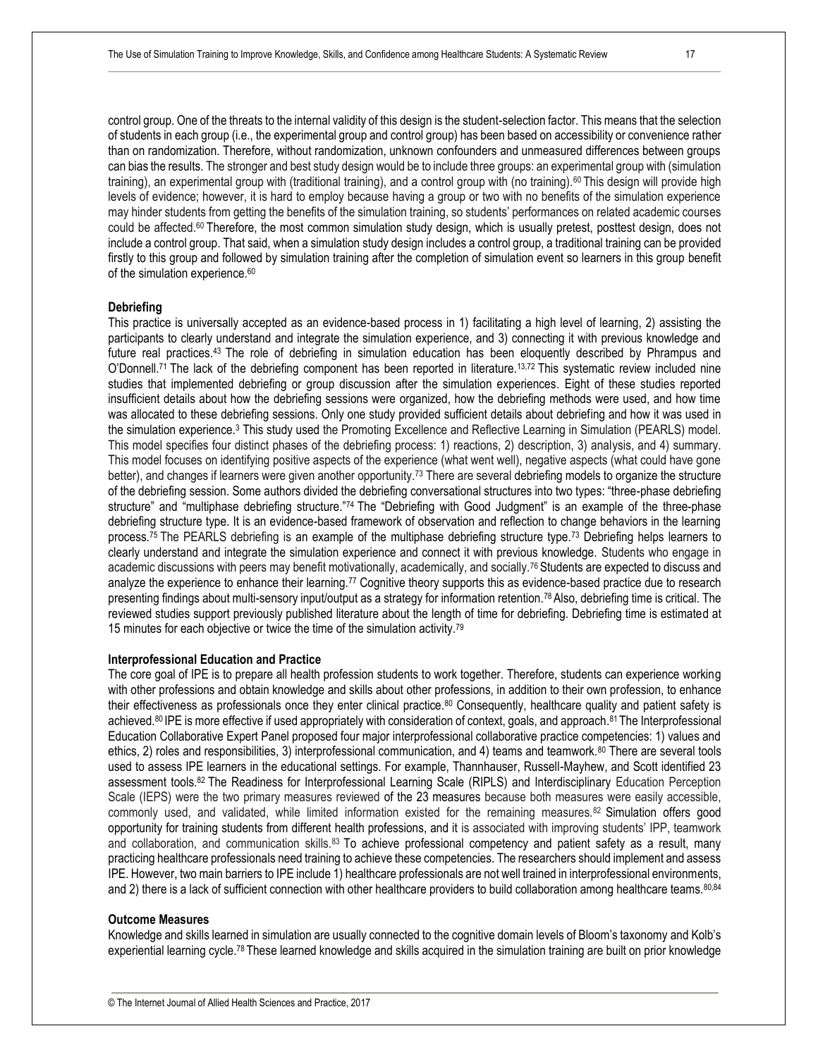control group. One of the threats to the internal validity of this design is the student-selection factor. This means that the selection of students in each group (i.e., the experimental group and control group) has been based on accessibility or convenience rather than on randomization. Therefore, without randomization, unknown confounders and unmeasured differences between groups can bias the results. The stronger and best study design would be to include three groups: an experimental group with (simulation training), an experimental group with (traditional training), and a control group with (no training).[60] This design will provide high levels of evidence; however, it is hard to employ because having a group or two with no benefits of the simulation experience may hinder students from getting the benefits of the simulation training, so students' performances on related academic courses could be affected.[60] Therefore, the most common simulation study design, which is usually pretest, posttest design, does not include a control group. That said, when a simulation study design includes a control group, a traditional training can be provided firstly to this group and followed by simulation training after the completion of simulation event so learners in this group benefit of the simulation experience.[60]

**Debriefing**

This practice is universally accepted as an evidence-based process in 1) facilitating a high level of learning, 2) assisting the participants to clearly understand and integrate the simulation experience, and 3) connecting it with previous knowledge and future real practices.[43] The role of debriefing in simulation education has been eloquently described by Phrampus and O'Donnell.[71] The lack of the debriefing component has been reported in literature.[13,72] This systematic review included nine studies that implemented debriefing or group discussion after the simulation experiences. Eight of these studies reported insufficient details about how the debriefing sessions were organized, how the debriefing methods were used, and how time was allocated to these debriefing sessions. Only one study provided sufficient details about debriefing and how it was used in the simulation experience.[3] This study used the Promoting Excellence and Reflective Learning in Simulation (PEARLS) model. This model specifies four distinct phases of the debriefing process: 1) reactions, 2) description, 3) analysis, and 4) summary. This model focuses on identifying positive aspects of the experience (what went well), negative aspects (what could have gone better), and changes if learners were given another opportunity.[73] There are several debriefing models to organize the structure of the debriefing session. Some authors divided the debriefing conversational structures into two types: "three-phase debriefing structure" and "multiphase debriefing structure."[74] The "Debriefing with Good Judgment" is an example of the three-phase debriefing structure type. It is an evidence-based framework of observation and reflection to change behaviors in the learning process.[75] The PEARLS debriefing is an example of the multiphase debriefing structure type.[73] Debriefing helps learners to clearly understand and integrate the simulation experience and connect it with previous knowledge. Students who engage in academic discussions with peers may benefit motivationally, academically, and socially.[76] Students are expected to discuss and analyze the experience to enhance their learning.[77] Cognitive theory supports this as evidence-based practice due to research presenting findings about multi-sensory input/output as a strategy for information retention.[78] Also, debriefing time is critical. The reviewed studies support previously published literature about the length of time for debriefing. Debriefing time is estimated at 15 minutes for each objective or twice the time of the simulation activity.[79]

**Interprofessional Education and Practice**

The core goal of IPE is to prepare all health profession students to work together. Therefore, students can experience working with other professions and obtain knowledge and skills about other professions, in addition to their own profession, to enhance their effectiveness as professionals once they enter clinical practice.[80] Consequently, healthcare quality and patient safety is achieved.[80] IPE is more effective if used appropriately with consideration of context, goals, and approach.[81] The Interprofessional Education Collaborative Expert Panel proposed four major interprofessional collaborative practice competencies: 1) values and ethics, 2) roles and responsibilities, 3) interprofessional communication, and 4) teams and teamwork.[80] There are several tools used to assess IPE learners in the educational settings. For example, Thannhauser, Russell-Mayhew, and Scott identified 23 assessment tools.[82] The Readiness for Interprofessional Learning Scale (RIPLS) and Interdisciplinary Education Perception Scale (IEPS) were the two primary measures reviewed of the 23 measures because both measures were easily accessible, commonly used, and validated, while limited information existed for the remaining measures.[82] Simulation offers good opportunity for training students from different health professions, and it is associated with improving students' IPP, teamwork and collaboration, and communication skills.[83] To achieve professional competency and patient safety as a result, many practicing healthcare professionals need training to achieve these competencies. The researchers should implement and assess IPE. However, two main barriers to IPE include 1) healthcare professionals are not well trained in interprofessional environments, and 2) there is a lack of sufficient connection with other healthcare providers to build collaboration among healthcare teams.[80,84]

**Outcome Measures**

Knowledge and skills learned in simulation are usually connected to the cognitive domain levels of Bloom's taxonomy and Kolb's experiential learning cycle.[78] These learned knowledge and skills acquired in the simulation training are built on prior knowledge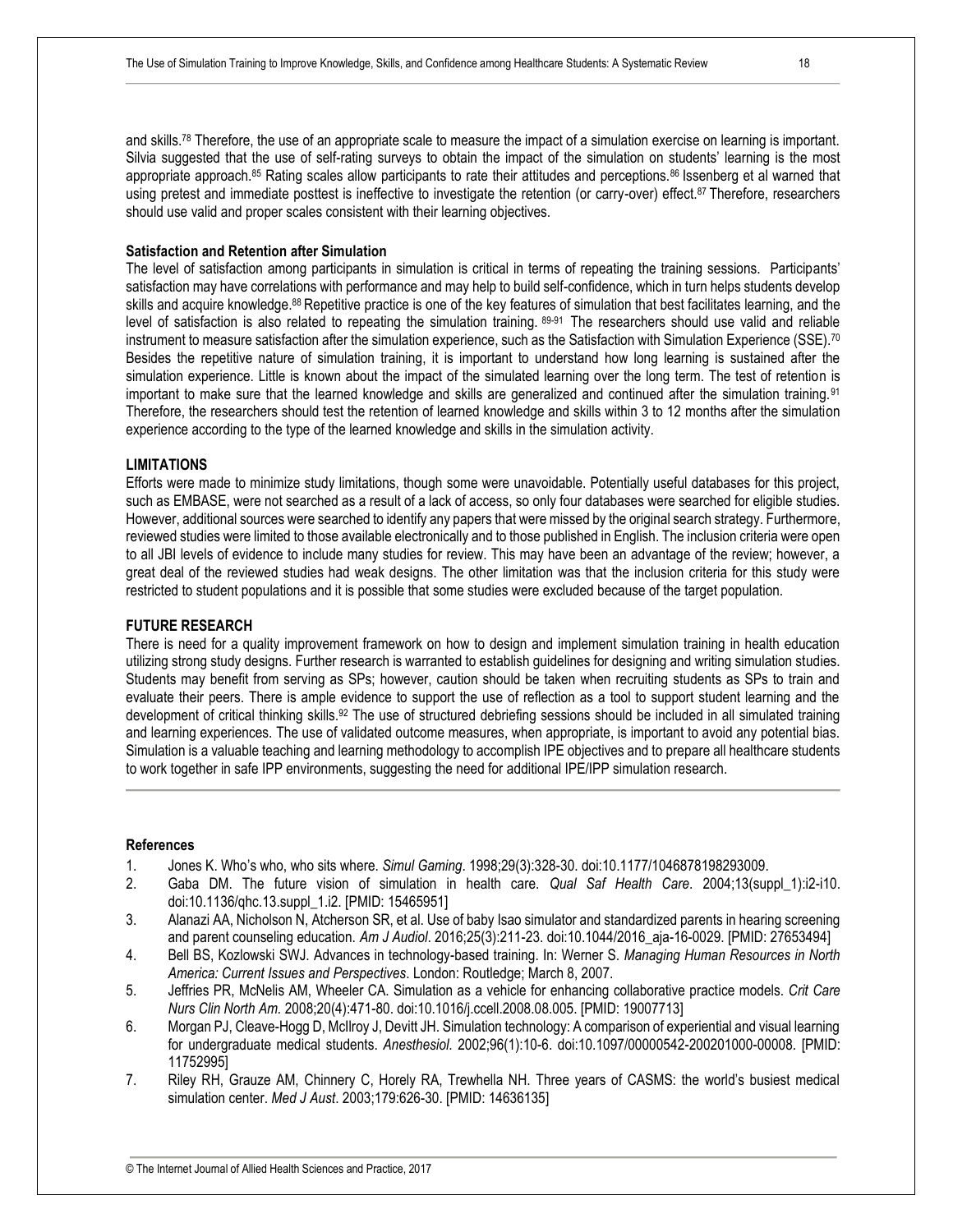and skills.[78] Therefore, the use of an appropriate scale to measure the impact of a simulation exercise on learning is important. Silvia suggested that the use of self-rating surveys to obtain the impact of the simulation on students' learning is the most appropriate approach.[85] Rating scales allow participants to rate their attitudes and perceptions.[86] Issenberg et al warned that using pretest and immediate posttest is ineffective to investigate the retention (or carry-over) effect.[87] Therefore, researchers should use valid and proper scales consistent with their learning objectives.

**Satisfaction and Retention after Simulation**

The level of satisfaction among participants in simulation is critical in terms of repeating the training sessions. Participants' satisfaction may have correlations with performance and may help to build self-confidence, which in turn helps students develop skills and acquire knowledge.[88] Repetitive practice is one of the key features of simulation that best facilitates learning, and the level of satisfaction is also related to repeating the simulation training.[89-91] The researchers should use valid and reliable instrument to measure satisfaction after the simulation experience, such as the Satisfaction with Simulation Experience (SSE).[70] Besides the repetitive nature of simulation training, it is important to understand how long learning is sustained after the simulation experience. Little is known about the impact of the simulated learning over the long term. The test of retention is important to make sure that the learned knowledge and skills are generalized and continued after the simulation training.[91] Therefore, the researchers should test the retention of learned knowledge and skills within 3 to 12 months after the simulation experience according to the type of the learned knowledge and skills in the simulation activity.

## LIMITATIONS

Efforts were made to minimize study limitations, though some were unavoidable. Potentially useful databases for this project, such as EMBASE, were not searched as a result of a lack of access, so only four databases were searched for eligible studies. However, additional sources were searched to identify any papers that were missed by the original search strategy. Furthermore, reviewed studies were limited to those available electronically and to those published in English. The inclusion criteria were open to all JBI levels of evidence to include many studies for review. This may have been an advantage of the review; however, a great deal of the reviewed studies had weak designs. The other limitation was that the inclusion criteria for this study were restricted to student populations and it is possible that some studies were excluded because of the target population.

## FUTURE RESEARCH

There is need for a quality improvement framework on how to design and implement simulation training in health education utilizing strong study designs. Further research is warranted to establish guidelines for designing and writing simulation studies. Students may benefit from serving as SPs; however, caution should be taken when recruiting students as SPs to train and evaluate their peers. There is ample evidence to support the use of reflection as a tool to support student learning and the development of critical thinking skills.[92] The use of structured debriefing sessions should be included in all simulated training and learning experiences. The use of validated outcome measures, when appropriate, is important to avoid any potential bias. Simulation is a valuable teaching and learning methodology to accomplish IPE objectives and to prepare all healthcare students to work together in safe IPP environments, suggesting the need for additional IPE/IPP simulation research.

## References

1. Jones K. Who's who, who sits where. *Simul Gaming*. 1998;29(3):328-30. doi:10.1177/1046878198293009.
2. Gaba DM. The future vision of simulation in health care. *Qual Saf Health Care*. 2004;13(suppl_1):i2-i10. doi:10.1136/qhc.13.suppl_1.i2. [PMID: 15465951]
3. Alanazi AA, Nicholson N, Atcherson SR, et al. Use of baby Isao simulator and standardized parents in hearing screening and parent counseling education. *Am J Audiol*. 2016;25(3):211-23. doi:10.1044/2016_aja-16-0029. [PMID: 27653494]
4. Bell BS, Kozlowski SWJ. Advances in technology-based training. In: Werner S. *Managing Human Resources in North America: Current Issues and Perspectives*. London: Routledge; March 8, 2007.
5. Jeffries PR, McNelis AM, Wheeler CA. Simulation as a vehicle for enhancing collaborative practice models. *Crit Care Nurs Clin North Am*. 2008;20(4):471-80. doi:10.1016/j.ccell.2008.08.005. [PMID: 19007713]
6. Morgan PJ, Cleave-Hogg D, McIlroy J, Devitt JH. Simulation technology: A comparison of experiential and visual learning for undergraduate medical students. *Anesthesiol*. 2002;96(1):10-6. doi:10.1097/00000542-200201000-00008. [PMID: 11752995]
7. Riley RH, Grauze AM, Chinnery C, Horely RA, Trewhella NH. Three years of CASMS: the world's busiest medical simulation center. *Med J Aust*. 2003;179:626-30. [PMID: 14636135]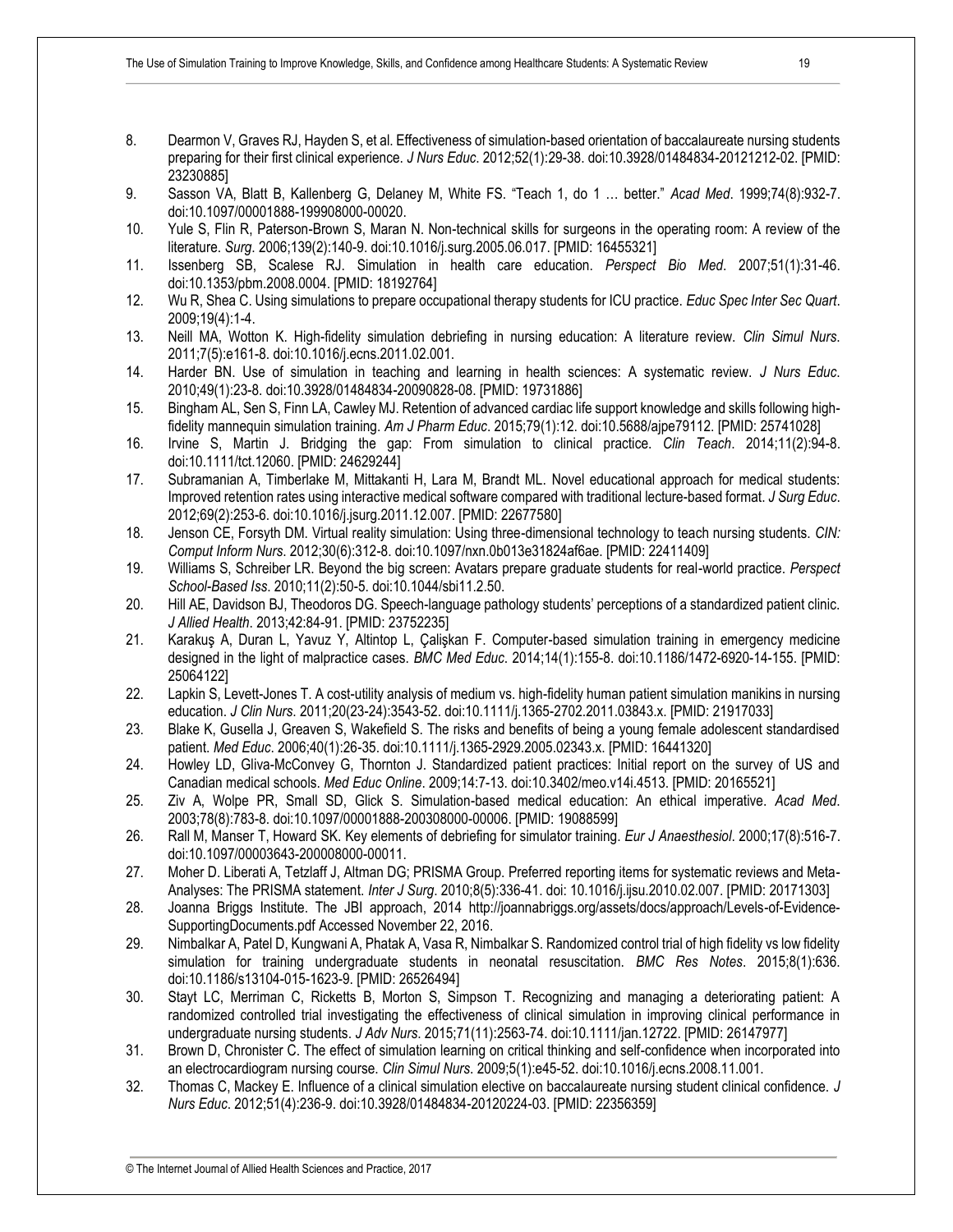8. Dearmon V, Graves RJ, Hayden S, et al. Effectiveness of simulation-based orientation of baccalaureate nursing students preparing for their first clinical experience. *J Nurs Educ*. 2012;52(1):29-38. doi:10.3928/01484834-20121212-02. [PMID: 23230885]
9. Sasson VA, Blatt B, Kallenberg G, Delaney M, White FS. "Teach 1, do 1 … better." *Acad Med*. 1999;74(8):932-7. doi:10.1097/00001888-199908000-00020.
10. Yule S, Flin R, Paterson-Brown S, Maran N. Non-technical skills for surgeons in the operating room: A review of the literature. *Surg*. 2006;139(2):140-9. doi:10.1016/j.surg.2005.06.017. [PMID: 16455321]
11. Issenberg SB, Scalese RJ. Simulation in health care education. *Perspect Bio Med*. 2007;51(1):31-46. doi:10.1353/pbm.2008.0004. [PMID: 18192764]
12. Wu R, Shea C. Using simulations to prepare occupational therapy students for ICU practice. *Educ Spec Inter Sec Quart*. 2009;19(4):1-4.
13. Neill MA, Wotton K. High-fidelity simulation debriefing in nursing education: A literature review. *Clin Simul Nurs*. 2011;7(5):e161-8. doi:10.1016/j.ecns.2011.02.001.
14. Harder BN. Use of simulation in teaching and learning in health sciences: A systematic review. *J Nurs Educ*. 2010;49(1):23-8. doi:10.3928/01484834-20090828-08. [PMID: 19731886]
15. Bingham AL, Sen S, Finn LA, Cawley MJ. Retention of advanced cardiac life support knowledge and skills following high-fidelity mannequin simulation training. *Am J Pharm Educ*. 2015;79(1):12. doi:10.5688/ajpe79112. [PMID: 25741028]
16. Irvine S, Martin J. Bridging the gap: From simulation to clinical practice. *Clin Teach*. 2014;11(2):94-8. doi:10.1111/tct.12060. [PMID: 24629244]
17. Subramanian A, Timberlake M, Mittakanti H, Lara M, Brandt ML. Novel educational approach for medical students: Improved retention rates using interactive medical software compared with traditional lecture-based format. *J Surg Educ*. 2012;69(2):253-6. doi:10.1016/j.jsurg.2011.12.007. [PMID: 22677580]
18. Jenson CE, Forsyth DM. Virtual reality simulation: Using three-dimensional technology to teach nursing students. *CIN: Comput Inform Nurs*. 2012;30(6):312-8. doi:10.1097/nxn.0b013e31824af6ae. [PMID: 22411409]
19. Williams S, Schreiber LR. Beyond the big screen: Avatars prepare graduate students for real-world practice. *Perspect School-Based Iss*. 2010;11(2):50-5. doi:10.1044/sbi11.2.50.
20. Hill AE, Davidson BJ, Theodoros DG. Speech-language pathology students' perceptions of a standardized patient clinic. *J Allied Health*. 2013;42:84-91. [PMID: 23752235]
21. Karakuş A, Duran L, Yavuz Y, Altintop L, Çalişkan F. Computer-based simulation training in emergency medicine designed in the light of malpractice cases. *BMC Med Educ*. 2014;14(1):155-8. doi:10.1186/1472-6920-14-155. [PMID: 25064122]
22. Lapkin S, Levett-Jones T. A cost-utility analysis of medium vs. high-fidelity human patient simulation manikins in nursing education. *J Clin Nurs*. 2011;20(23-24):3543-52. doi:10.1111/j.1365-2702.2011.03843.x. [PMID: 21917033]
23. Blake K, Gusella J, Greaven S, Wakefield S. The risks and benefits of being a young female adolescent standardised patient. *Med Educ*. 2006;40(1):26-35. doi:10.1111/j.1365-2929.2005.02343.x. [PMID: 16441320]
24. Howley LD, Gliva-McConvey G, Thornton J. Standardized patient practices: Initial report on the survey of US and Canadian medical schools. *Med Educ Online*. 2009;14:7-13. doi:10.3402/meo.v14i.4513. [PMID: 20165521]
25. Ziv A, Wolpe PR, Small SD, Glick S. Simulation-based medical education: An ethical imperative. *Acad Med*. 2003;78(8):783-8. doi:10.1097/00001888-200308000-00006. [PMID: 19088599]
26. Rall M, Manser T, Howard SK. Key elements of debriefing for simulator training. *Eur J Anaesthesiol*. 2000;17(8):516-7. doi:10.1097/00003643-200008000-00011.
27. Moher D. Liberati A, Tetzlaff J, Altman DG; PRISMA Group. Preferred reporting items for systematic reviews and Meta-Analyses: The PRISMA statement. *Inter J Surg*. 2010;8(5):336-41. doi: 10.1016/j.ijsu.2010.02.007. [PMID: 20171303]
28. Joanna Briggs Institute. The JBI approach, 2014 http://joannabriggs.org/assets/docs/approach/Levels-of-Evidence-SupportingDocuments.pdf Accessed November 22, 2016.
29. Nimbalkar A, Patel D, Kungwani A, Phatak A, Vasa R, Nimbalkar S. Randomized control trial of high fidelity vs low fidelity simulation for training undergraduate students in neonatal resuscitation. *BMC Res Notes*. 2015;8(1):636. doi:10.1186/s13104-015-1623-9. [PMID: 26526494]
30. Stayt LC, Merriman C, Ricketts B, Morton S, Simpson T. Recognizing and managing a deteriorating patient: A randomized controlled trial investigating the effectiveness of clinical simulation in improving clinical performance in undergraduate nursing students. *J Adv Nurs*. 2015;71(11):2563-74. doi:10.1111/jan.12722. [PMID: 26147977]
31. Brown D, Chronister C. The effect of simulation learning on critical thinking and self-confidence when incorporated into an electrocardiogram nursing course. *Clin Simul Nurs*. 2009;5(1):e45-52. doi:10.1016/j.ecns.2008.11.001.
32. Thomas C, Mackey E. Influence of a clinical simulation elective on baccalaureate nursing student clinical confidence. *J Nurs Educ*. 2012;51(4):236-9. doi:10.3928/01484834-20120224-03. [PMID: 22356359]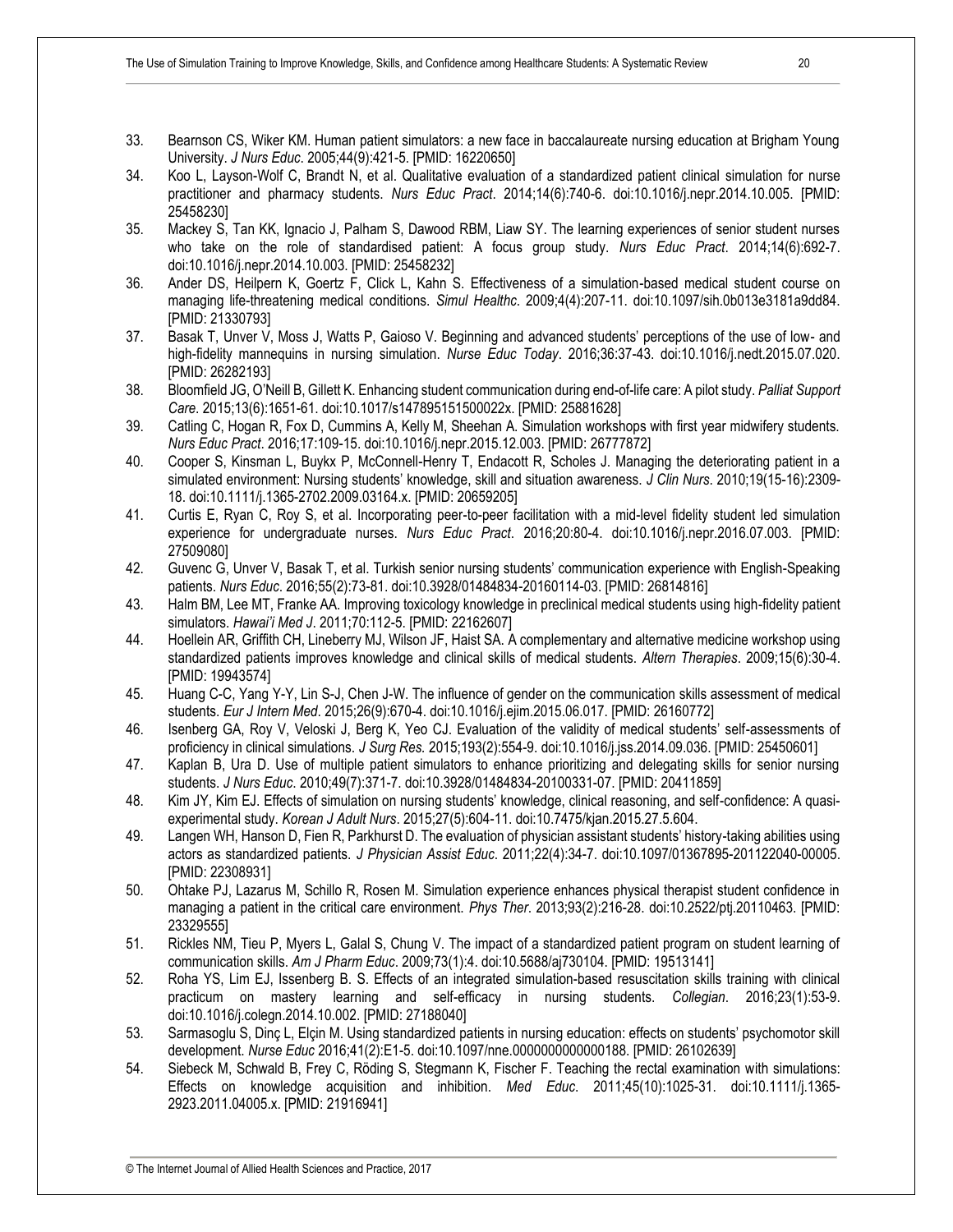33. Bearnson CS, Wiker KM. Human patient simulators: a new face in baccalaureate nursing education at Brigham Young University. *J Nurs Educ*. 2005;44(9):421-5. [PMID: 16220650]
34. Koo L, Layson-Wolf C, Brandt N, et al. Qualitative evaluation of a standardized patient clinical simulation for nurse practitioner and pharmacy students. *Nurs Educ Pract*. 2014;14(6):740-6. doi:10.1016/j.nepr.2014.10.005. [PMID: 25458230]
35. Mackey S, Tan KK, Ignacio J, Palham S, Dawood RBM, Liaw SY. The learning experiences of senior student nurses who take on the role of standardised patient: A focus group study. *Nurs Educ Pract*. 2014;14(6):692-7. doi:10.1016/j.nepr.2014.10.003. [PMID: 25458232]
36. Ander DS, Heilpern K, Goertz F, Click L, Kahn S. Effectiveness of a simulation-based medical student course on managing life-threatening medical conditions. *Simul Healthc*. 2009;4(4):207-11. doi:10.1097/sih.0b013e3181a9dd84. [PMID: 21330793]
37. Basak T, Unver V, Moss J, Watts P, Gaioso V. Beginning and advanced students' perceptions of the use of low- and high-fidelity mannequins in nursing simulation. *Nurse Educ Today*. 2016;36:37-43. doi:10.1016/j.nedt.2015.07.020. [PMID: 26282193]
38. Bloomfield JG, O'Neill B, Gillett K. Enhancing student communication during end-of-life care: A pilot study. *Palliat Support Care*. 2015;13(6):1651-61. doi:10.1017/s147895151500022x. [PMID: 25881628]
39. Catling C, Hogan R, Fox D, Cummins A, Kelly M, Sheehan A. Simulation workshops with first year midwifery students. *Nurs Educ Pract*. 2016;17:109-15. doi:10.1016/j.nepr.2015.12.003. [PMID: 26777872]
40. Cooper S, Kinsman L, Buykx P, McConnell-Henry T, Endacott R, Scholes J. Managing the deteriorating patient in a simulated environment: Nursing students' knowledge, skill and situation awareness. *J Clin Nurs*. 2010;19(15-16):2309-18. doi:10.1111/j.1365-2702.2009.03164.x. [PMID: 20659205]
41. Curtis E, Ryan C, Roy S, et al. Incorporating peer-to-peer facilitation with a mid-level fidelity student led simulation experience for undergraduate nurses. *Nurs Educ Pract*. 2016;20:80-4. doi:10.1016/j.nepr.2016.07.003. [PMID: 27509080]
42. Guvenc G, Unver V, Basak T, et al. Turkish senior nursing students' communication experience with English-Speaking patients. *Nurs Educ*. 2016;55(2):73-81. doi:10.3928/01484834-20160114-03. [PMID: 26814816]
43. Halm BM, Lee MT, Franke AA. Improving toxicology knowledge in preclinical medical students using high-fidelity patient simulators. *Hawai'i Med J*. 2011;70:112-5. [PMID: 22162607]
44. Hoellein AR, Griffith CH, Lineberry MJ, Wilson JF, Haist SA. A complementary and alternative medicine workshop using standardized patients improves knowledge and clinical skills of medical students. *Altern Therapies*. 2009;15(6):30-4. [PMID: 19943574]
45. Huang C-C, Yang Y-Y, Lin S-J, Chen J-W. The influence of gender on the communication skills assessment of medical students. *Eur J Intern Med*. 2015;26(9):670-4. doi:10.1016/j.ejim.2015.06.017. [PMID: 26160772]
46. Isenberg GA, Roy V, Veloski J, Berg K, Yeo CJ. Evaluation of the validity of medical students' self-assessments of proficiency in clinical simulations. *J Surg Res.* 2015;193(2):554-9. doi:10.1016/j.jss.2014.09.036. [PMID: 25450601]
47. Kaplan B, Ura D. Use of multiple patient simulators to enhance prioritizing and delegating skills for senior nursing students. *J Nurs Educ*. 2010;49(7):371-7. doi:10.3928/01484834-20100331-07. [PMID: 20411859]
48. Kim JY, Kim EJ. Effects of simulation on nursing students' knowledge, clinical reasoning, and self-confidence: A quasi-experimental study. *Korean J Adult Nurs*. 2015;27(5):604-11. doi:10.7475/kjan.2015.27.5.604.
49. Langen WH, Hanson D, Fien R, Parkhurst D. The evaluation of physician assistant students' history-taking abilities using actors as standardized patients. *J Physician Assist Educ*. 2011;22(4):34-7. doi:10.1097/01367895-201122040-00005. [PMID: 22308931]
50. Ohtake PJ, Lazarus M, Schillo R, Rosen M. Simulation experience enhances physical therapist student confidence in managing a patient in the critical care environment. *Phys Ther*. 2013;93(2):216-28. doi:10.2522/ptj.20110463. [PMID: 23329555]
51. Rickles NM, Tieu P, Myers L, Galal S, Chung V. The impact of a standardized patient program on student learning of communication skills. *Am J Pharm Educ*. 2009;73(1):4. doi:10.5688/aj730104. [PMID: 19513141]
52. Roha YS, Lim EJ, Issenberg B. S. Effects of an integrated simulation-based resuscitation skills training with clinical practicum on mastery learning and self-efficacy in nursing students. *Collegian*. 2016;23(1):53-9. doi:10.1016/j.colegn.2014.10.002. [PMID: 27188040]
53. Sarmasoglu S, Dinç L, Elçin M. Using standardized patients in nursing education: effects on students' psychomotor skill development. *Nurse Educ* 2016;41(2):E1-5. doi:10.1097/nne.0000000000000188. [PMID: 26102639]
54. Siebeck M, Schwald B, Frey C, Röding S, Stegmann K, Fischer F. Teaching the rectal examination with simulations: Effects on knowledge acquisition and inhibition. *Med Educ.* 2011;45(10):1025-31. doi:10.1111/j.1365-2923.2011.04005.x. [PMID: 21916941]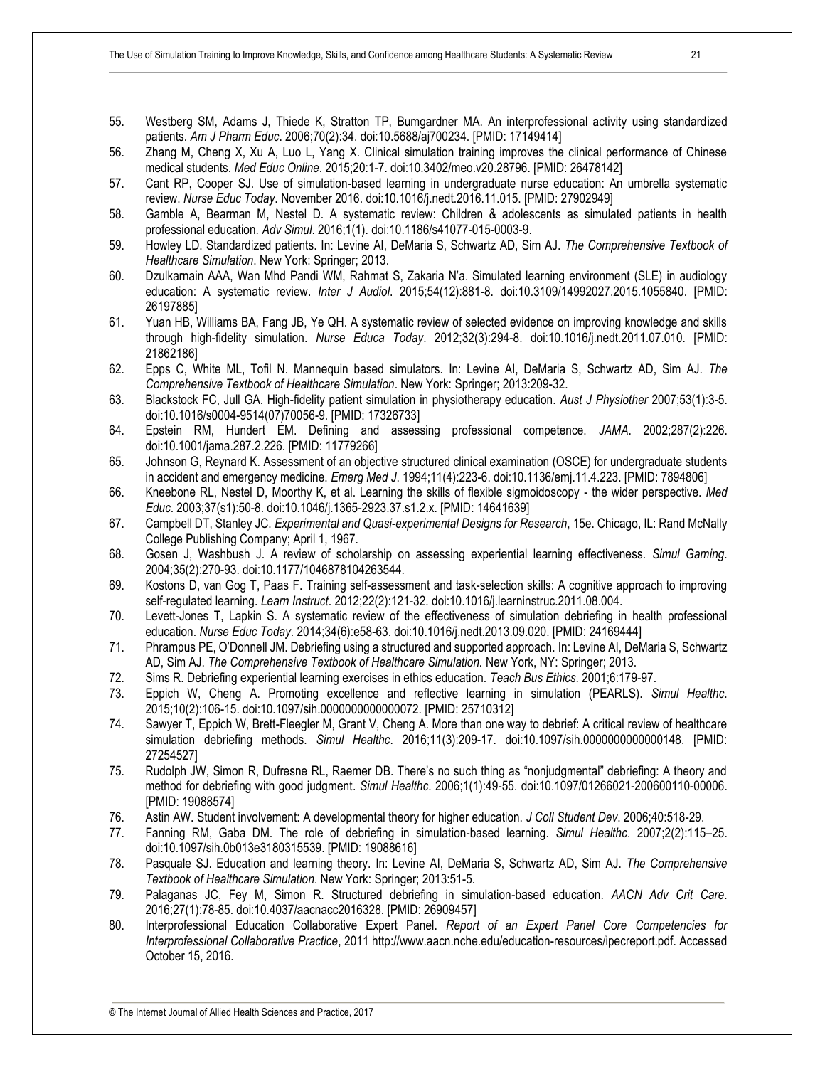55. Westberg SM, Adams J, Thiede K, Stratton TP, Bumgardner MA. An interprofessional activity using standardized patients. *Am J Pharm Educ*. 2006;70(2):34. doi:10.5688/aj700234. [PMID: 17149414]
56. Zhang M, Cheng X, Xu A, Luo L, Yang X. Clinical simulation training improves the clinical performance of Chinese medical students. *Med Educ Online*. 2015;20:1-7. doi:10.3402/meo.v20.28796. [PMID: 26478142]
57. Cant RP, Cooper SJ. Use of simulation-based learning in undergraduate nurse education: An umbrella systematic review. *Nurse Educ Today*. November 2016. doi:10.1016/j.nedt.2016.11.015. [PMID: 27902949]
58. Gamble A, Bearman M, Nestel D. A systematic review: Children & adolescents as simulated patients in health professional education. *Adv Simul*. 2016;1(1). doi:10.1186/s41077-015-0003-9.
59. Howley LD. Standardized patients. In: Levine AI, DeMaria S, Schwartz AD, Sim AJ. *The Comprehensive Textbook of Healthcare Simulation*. New York: Springer; 2013.
60. Dzulkarnain AAA, Wan Mhd Pandi WM, Rahmat S, Zakaria N'a. Simulated learning environment (SLE) in audiology education: A systematic review. *Inter J Audiol*. 2015;54(12):881-8. doi:10.3109/14992027.2015.1055840. [PMID: 26197885]
61. Yuan HB, Williams BA, Fang JB, Ye QH. A systematic review of selected evidence on improving knowledge and skills through high-fidelity simulation. *Nurse Educa Today*. 2012;32(3):294-8. doi:10.1016/j.nedt.2011.07.010. [PMID: 21862186]
62. Epps C, White ML, Tofil N. Mannequin based simulators. In: Levine AI, DeMaria S, Schwartz AD, Sim AJ. *The Comprehensive Textbook of Healthcare Simulation*. New York: Springer; 2013:209-32.
63. Blackstock FC, Jull GA. High-fidelity patient simulation in physiotherapy education. *Aust J Physiother* 2007;53(1):3-5. doi:10.1016/s0004-9514(07)70056-9. [PMID: 17326733]
64. Epstein RM, Hundert EM. Defining and assessing professional competence. *JAMA*. 2002;287(2):226. doi:10.1001/jama.287.2.226. [PMID: 11779266]
65. Johnson G, Reynard K. Assessment of an objective structured clinical examination (OSCE) for undergraduate students in accident and emergency medicine. *Emerg Med J*. 1994;11(4):223-6. doi:10.1136/emj.11.4.223. [PMID: 7894806]
66. Kneebone RL, Nestel D, Moorthy K, et al. Learning the skills of flexible sigmoidoscopy - the wider perspective. *Med Educ*. 2003;37(s1):50-8. doi:10.1046/j.1365-2923.37.s1.2.x. [PMID: 14641639]
67. Campbell DT, Stanley JC. *Experimental and Quasi-experimental Designs for Research*, 15e. Chicago, IL: Rand McNally College Publishing Company; April 1, 1967.
68. Gosen J, Washbush J. A review of scholarship on assessing experiential learning effectiveness. *Simul Gaming*. 2004;35(2):270-93. doi:10.1177/1046878104263544.
69. Kostons D, van Gog T, Paas F. Training self-assessment and task-selection skills: A cognitive approach to improving self-regulated learning. *Learn Instruct*. 2012;22(2):121-32. doi:10.1016/j.learninstruc.2011.08.004.
70. Levett-Jones T, Lapkin S. A systematic review of the effectiveness of simulation debriefing in health professional education. *Nurse Educ Today*. 2014;34(6):e58-63. doi:10.1016/j.nedt.2013.09.020. [PMID: 24169444]
71. Phrampus PE, O'Donnell JM. Debriefing using a structured and supported approach. In: Levine AI, DeMaria S, Schwartz AD, Sim AJ. *The Comprehensive Textbook of Healthcare Simulation.* New York, NY: Springer; 2013.
72. Sims R. Debriefing experiential learning exercises in ethics education. *Teach Bus Ethics*. 2001;6:179-97.
73. Eppich W, Cheng A. Promoting excellence and reflective learning in simulation (PEARLS). *Simul Healthc*. 2015;10(2):106-15. doi:10.1097/sih.0000000000000072. [PMID: 25710312]
74. Sawyer T, Eppich W, Brett-Fleegler M, Grant V, Cheng A. More than one way to debrief: A critical review of healthcare simulation debriefing methods. *Simul Healthc*. 2016;11(3):209-17. doi:10.1097/sih.0000000000000148. [PMID: 27254527]
75. Rudolph JW, Simon R, Dufresne RL, Raemer DB. There's no such thing as "nonjudgmental" debriefing: A theory and method for debriefing with good judgment. *Simul Healthc.* 2006;1(1):49-55. doi:10.1097/01266021-200600110-00006. [PMID: 19088574]
76. Astin AW. Student involvement: A developmental theory for higher education. *J Coll Student Dev*. 2006;40:518-29.
77. Fanning RM, Gaba DM. The role of debriefing in simulation-based learning. *Simul Healthc*. 2007;2(2):115–25. doi:10.1097/sih.0b013e3180315539. [PMID: 19088616]
78. Pasquale SJ. Education and learning theory. In: Levine AI, DeMaria S, Schwartz AD, Sim AJ. *The Comprehensive Textbook of Healthcare Simulation*. New York: Springer; 2013:51-5.
79. Palaganas JC, Fey M, Simon R. Structured debriefing in simulation-based education. *AACN Adv Crit Care*. 2016;27(1):78-85. doi:10.4037/aacnacc2016328. [PMID: 26909457]
80. Interprofessional Education Collaborative Expert Panel. *Report of an Expert Panel Core Competencies for Interprofessional Collaborative Practice*, 2011 http://www.aacn.nche.edu/education-resources/ipecreport.pdf. Accessed October 15, 2016.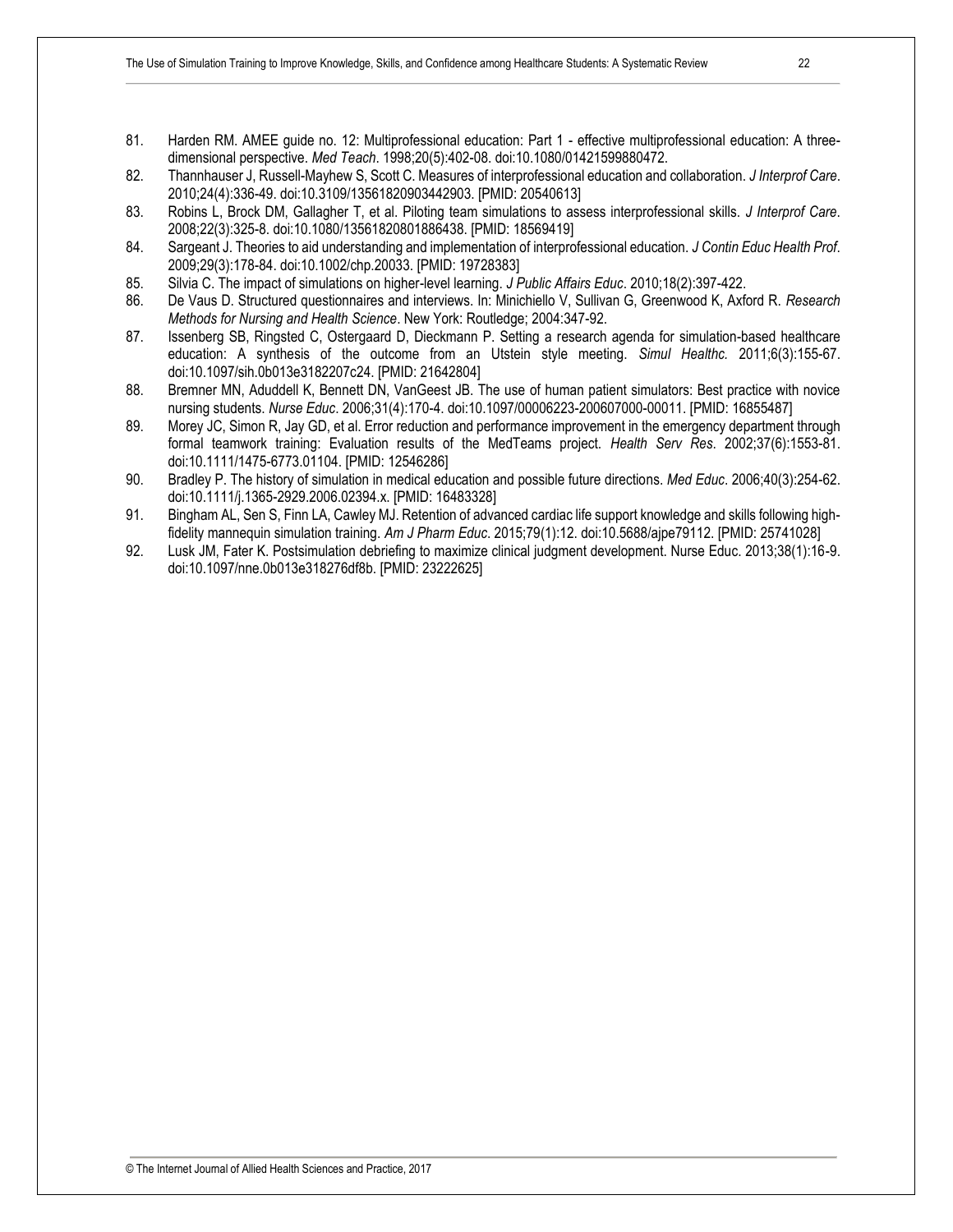81. Harden RM. AMEE guide no. 12: Multiprofessional education: Part 1 - effective multiprofessional education: A three-dimensional perspective. *Med Teach*. 1998;20(5):402-08. doi:10.1080/01421599880472.
82. Thannhauser J, Russell-Mayhew S, Scott C. Measures of interprofessional education and collaboration. *J Interprof Care*. 2010;24(4):336-49. doi:10.3109/13561820903442903. [PMID: 20540613]
83. Robins L, Brock DM, Gallagher T, et al. Piloting team simulations to assess interprofessional skills. *J Interprof Care*. 2008;22(3):325-8. doi:10.1080/13561820801886438. [PMID: 18569419]
84. Sargeant J. Theories to aid understanding and implementation of interprofessional education. *J Contin Educ Health Prof*. 2009;29(3):178-84. doi:10.1002/chp.20033. [PMID: 19728383]
85. Silvia C. The impact of simulations on higher-level learning. *J Public Affairs Educ*. 2010;18(2):397-422.
86. De Vaus D. Structured questionnaires and interviews. In: Minichiello V, Sullivan G, Greenwood K, Axford R. *Research Methods for Nursing and Health Science*. New York: Routledge; 2004:347-92.
87. Issenberg SB, Ringsted C, Ostergaard D, Dieckmann P. Setting a research agenda for simulation-based healthcare education: A synthesis of the outcome from an Utstein style meeting. *Simul Healthc.* 2011;6(3):155-67. doi:10.1097/sih.0b013e3182207c24. [PMID: 21642804]
88. Bremner MN, Aduddell K, Bennett DN, VanGeest JB. The use of human patient simulators: Best practice with novice nursing students. *Nurse Educ*. 2006;31(4):170-4. doi:10.1097/00006223-200607000-00011. [PMID: 16855487]
89. Morey JC, Simon R, Jay GD, et al. Error reduction and performance improvement in the emergency department through formal teamwork training: Evaluation results of the MedTeams project. *Health Serv Res*. 2002;37(6):1553-81. doi:10.1111/1475-6773.01104. [PMID: 12546286]
90. Bradley P. The history of simulation in medical education and possible future directions. *Med Educ*. 2006;40(3):254-62. doi:10.1111/j.1365-2929.2006.02394.x. [PMID: 16483328]
91. Bingham AL, Sen S, Finn LA, Cawley MJ. Retention of advanced cardiac life support knowledge and skills following high-fidelity mannequin simulation training. *Am J Pharm Educ*. 2015;79(1):12. doi:10.5688/ajpe79112. [PMID: 25741028]
92. Lusk JM, Fater K. Postsimulation debriefing to maximize clinical judgment development. Nurse Educ. 2013;38(1):16-9. doi:10.1097/nne.0b013e318276df8b. [PMID: 23222625]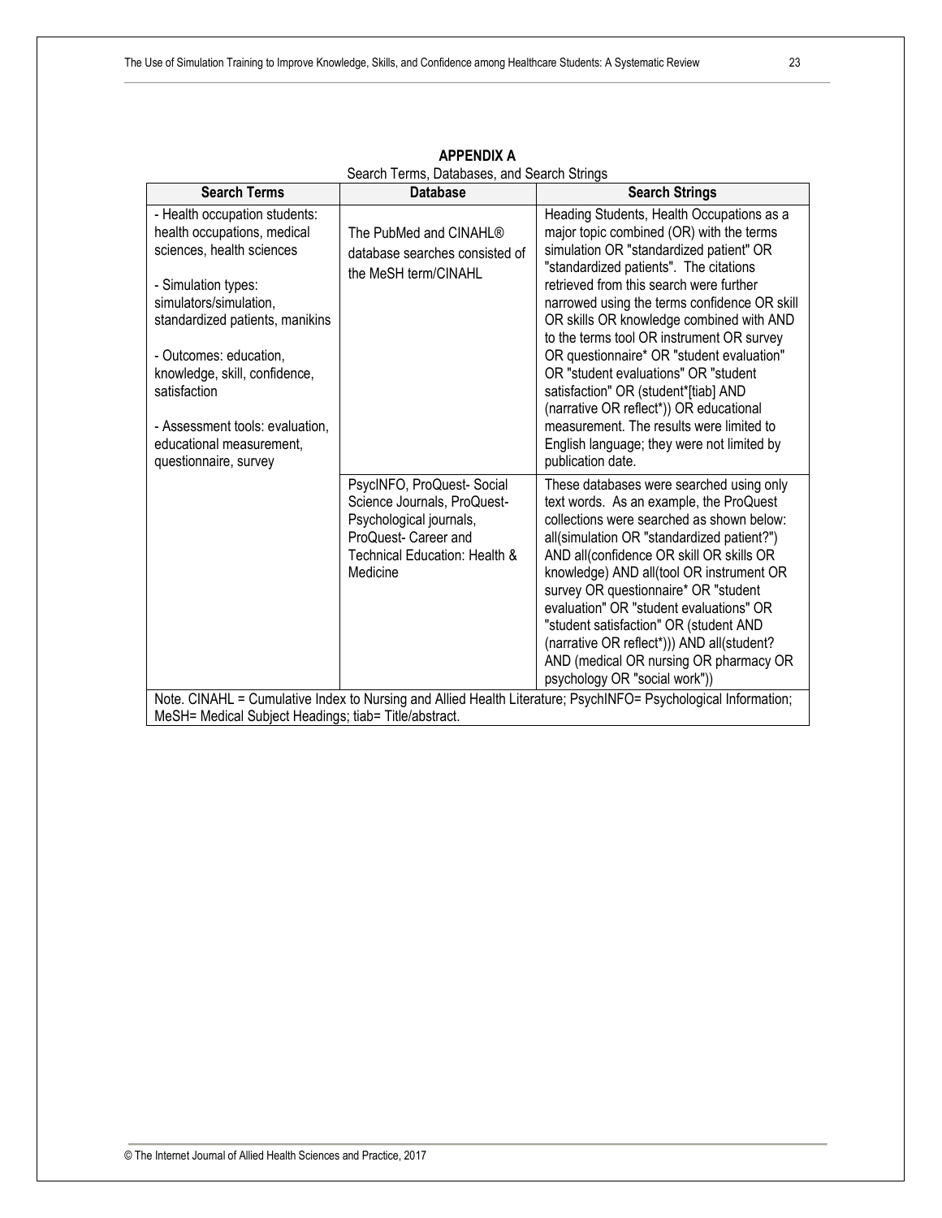**APPENDIX A**

Search Terms, Databases, and Search Strings

| Search Terms | Database | Search Strings |
|---|---|---|
| - Health occupation students: health occupations, medical sciences, health sciences<br><br>- Simulation types: simulators/simulation, standardized patients, manikins<br><br>- Outcomes: education, knowledge, skill, confidence, satisfaction<br><br>- Assessment tools: evaluation, educational measurement, questionnaire, survey | The PubMed and CINAHL® database searches consisted of the MeSH term/CINAHL | Heading Students, Health Occupations as a major topic combined (OR) with the terms simulation OR "standardized patient" OR "standardized patients". The citations retrieved from this search were further narrowed using the terms confidence OR skill OR skills OR knowledge combined with AND to the terms tool OR instrument OR survey OR questionnaire* OR "student evaluation" OR "student evaluations" OR "student satisfaction" OR (student*[tiab] AND (narrative OR reflect*)) OR educational measurement. The results were limited to English language; they were not limited by publication date. |
| | PsycINFO, ProQuest- Social Science Journals, ProQuest- Psychological journals, ProQuest- Career and Technical Education: Health & Medicine | These databases were searched using only text words. As an example, the ProQuest collections were searched as shown below: all(simulation OR "standardized patient?") AND all(confidence OR skill OR skills OR knowledge) AND all(tool OR instrument OR survey OR questionnaire* OR "student evaluation" OR "student evaluations" OR "student satisfaction" OR (student AND (narrative OR reflect*))) AND all(student? AND (medical OR nursing OR pharmacy OR psychology OR "social work")) |

Note. CINAHL = Cumulative Index to Nursing and Allied Health Literature; PsychINFO= Psychological Information; MeSH= Medical Subject Headings; tiab= Title/abstract.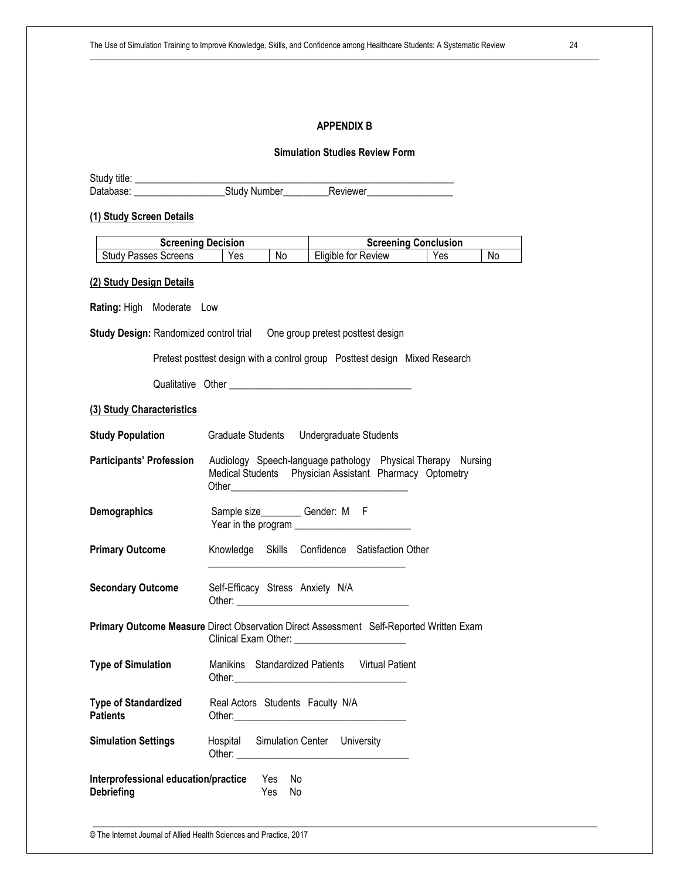## APPENDIX B

### Simulation Studies Review Form

Study title: ___________________________________________________________
Database: _________________Study Number________Reviewer________________

**(1) Study Screen Details**

| Screening Decision | | | Screening Conclusion | | |
|---|---|---|---|---|---|
| Study Passes Screens | Yes | No | Eligible for Review | Yes | No |

**(2) Study Design Details**

**Rating:** High Moderate Low

**Study Design:** Randomized control trial One group pretest posttest design

Pretest posttest design with a control group Posttest design Mixed Research

Qualitative Other ___________________________________

**(3) Study Characteristics**

**Study Population** Graduate Students Undergraduate Students

**Participants' Profession** Audiology Speech-language pathology Physical Therapy Nursing Medical Students Physician Assistant Pharmacy Optometry Other___________________________________

**Demographics** Sample size________ Gender: M F
Year in the program ______________________

**Primary Outcome** Knowledge Skills Confidence Satisfaction Other
______________________________________

**Secondary Outcome** Self-Efficacy Stress Anxiety N/A
Other: _________________________________

**Primary Outcome Measure** Direct Observation Direct Assessment Self-Reported Written Exam
Clinical Exam Other: _____________________

**Type of Simulation** Manikins Standardized Patients Virtual Patient
Other:_________________________________

**Type of Standardized Patients** Real Actors Students Faculty N/A
Other:_________________________________

**Simulation Settings** Hospital Simulation Center University
Other: _________________________________

**Interprofessional education/practice** Yes No
**Debriefing** Yes No